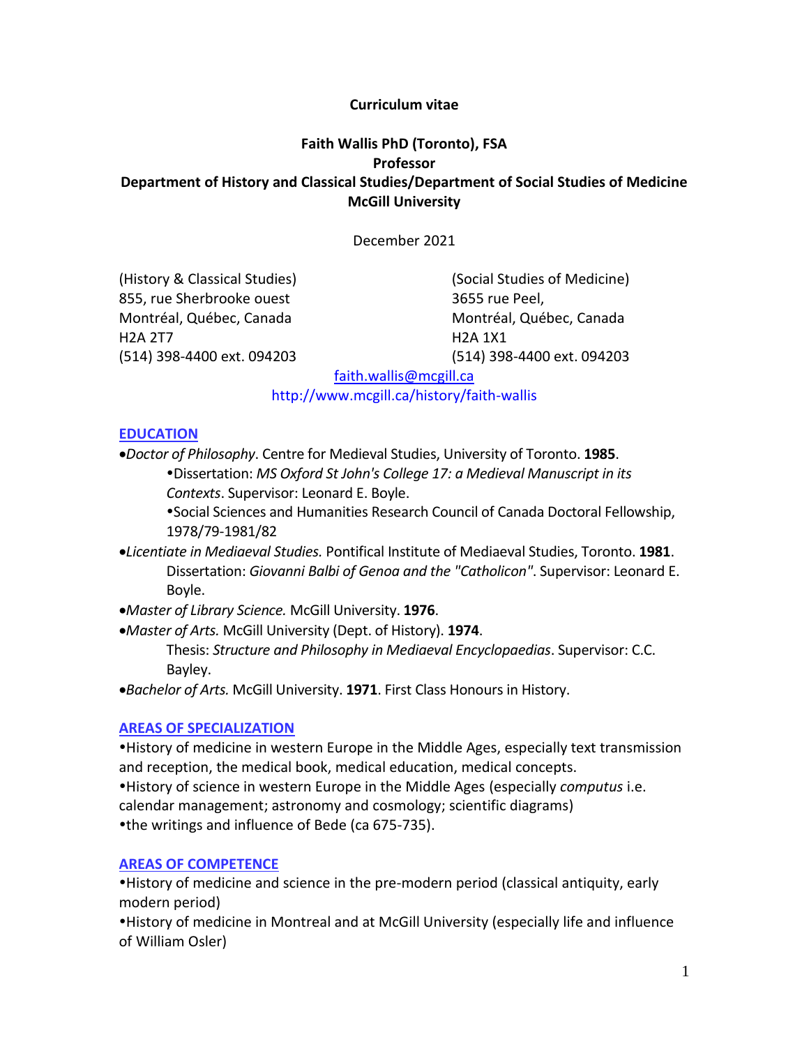**Curriculum vitae**

**Faith Wallis PhD (Toronto), FSA**
**Professor**
**Department of History and Classical Studies/Department of Social Studies of Medicine**
**McGill University**

December 2021

(History & Classical Studies)
855, rue Sherbrooke ouest
Montréal, Québec, Canada
H2A 2T7
(514) 398-4400 ext. 094203

(Social Studies of Medicine)
3655 rue Peel,
Montréal, Québec, Canada
H2A 1X1
(514) 398-4400 ext. 094203

faith.wallis@mcgill.ca
http://www.mcgill.ca/history/faith-wallis

## EDUCATION

- *Doctor of Philosophy*. Centre for Medieval Studies, University of Toronto. **1985**.
  - Dissertation: *MS Oxford St John's College 17: a Medieval Manuscript in its Contexts*. Supervisor: Leonard E. Boyle.
  - Social Sciences and Humanities Research Council of Canada Doctoral Fellowship, 1978/79-1981/82
- *Licentiate in Mediaeval Studies.* Pontifical Institute of Mediaeval Studies, Toronto. **1981**.
  Dissertation: *Giovanni Balbi of Genoa and the "Catholicon"*. Supervisor: Leonard E. Boyle.
- *Master of Library Science.* McGill University. **1976**.
- *Master of Arts.* McGill University (Dept. of History). **1974**.
  Thesis: *Structure and Philosophy in Mediaeval Encyclopaedias*. Supervisor: C.C. Bayley.
- *Bachelor of Arts.* McGill University. **1971**. First Class Honours in History.

## AREAS OF SPECIALIZATION

- History of medicine in western Europe in the Middle Ages, especially text transmission and reception, the medical book, medical education, medical concepts.
- History of science in western Europe in the Middle Ages (especially *computus* i.e. calendar management; astronomy and cosmology; scientific diagrams)
- the writings and influence of Bede (ca 675-735).

## AREAS OF COMPETENCE

- History of medicine and science in the pre-modern period (classical antiquity, early modern period)
- History of medicine in Montreal and at McGill University (especially life and influence of William Osler)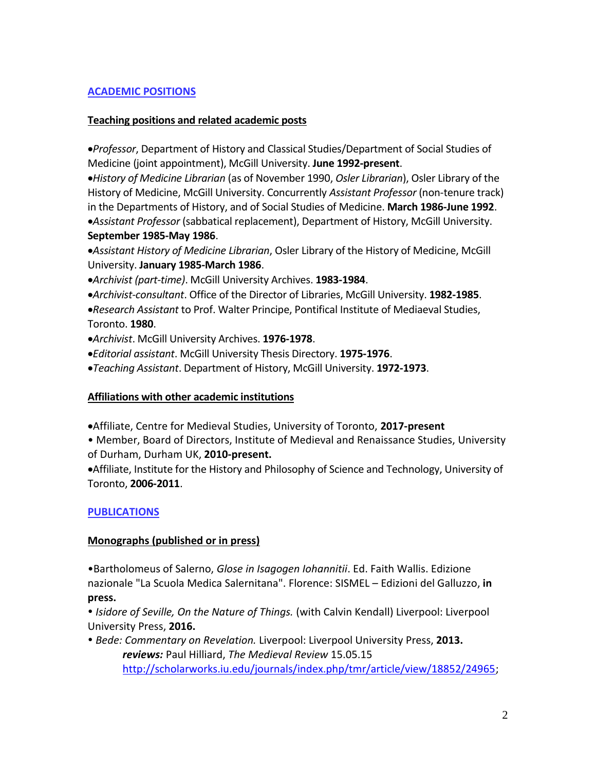## ACADEMIC POSITIONS

### Teaching positions and related academic posts

- *Professor*, Department of History and Classical Studies/Department of Social Studies of Medicine (joint appointment), McGill University. **June 1992-present**.
- *History of Medicine Librarian* (as of November 1990, *Osler Librarian*), Osler Library of the History of Medicine, McGill University. Concurrently *Assistant Professor* (non-tenure track) in the Departments of History, and of Social Studies of Medicine. **March 1986-June 1992**.
- *Assistant Professor* (sabbatical replacement), Department of History, McGill University. **September 1985-May 1986**.
- *Assistant History of Medicine Librarian*, Osler Library of the History of Medicine, McGill University. **January 1985-March 1986**.
- *Archivist (part-time)*. McGill University Archives. **1983-1984**.
- *Archivist-consultant*. Office of the Director of Libraries, McGill University. **1982-1985**.
- *Research Assistant* to Prof. Walter Principe, Pontifical Institute of Mediaeval Studies, Toronto. **1980**.
- *Archivist*. McGill University Archives. **1976-1978**.
- *Editorial assistant*. McGill University Thesis Directory. **1975-1976**.
- *Teaching Assistant*. Department of History, McGill University. **1972-1973**.

### Affiliations with other academic institutions

- Affiliate, Centre for Medieval Studies, University of Toronto, **2017-present**
- Member, Board of Directors, Institute of Medieval and Renaissance Studies, University of Durham, Durham UK, **2010-present.**
- Affiliate, Institute for the History and Philosophy of Science and Technology, University of Toronto, **2006-2011**.

## PUBLICATIONS

### Monographs (published or in press)

- Bartholomeus of Salerno, *Glose in Isagogen Iohannitii*. Ed. Faith Wallis. Edizione nazionale "La Scuola Medica Salernitana". Florence: SISMEL – Edizioni del Galluzzo, **in press.**
- *Isidore of Seville, On the Nature of Things.* (with Calvin Kendall) Liverpool: Liverpool University Press, **2016.**
- *Bede: Commentary on Revelation.* Liverpool: Liverpool University Press, **2013.**
  ***reviews:*** Paul Hilliard, *The Medieval Review* 15.05.15 http://scholarworks.iu.edu/journals/index.php/tmr/article/view/18852/24965;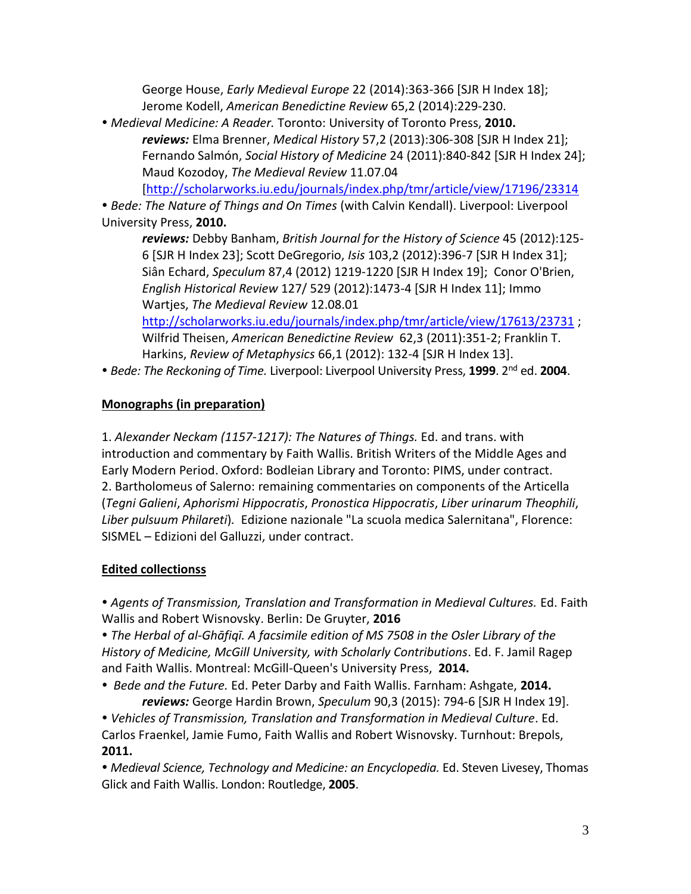George House, *Early Medieval Europe* 22 (2014):363-366 [SJR H Index 18]; Jerome Kodell, *American Benedictine Review* 65,2 (2014):229-230.

- *Medieval Medicine: A Reader.* Toronto: University of Toronto Press, **2010.**
  ***reviews:*** Elma Brenner, *Medical History* 57,2 (2013):306-308 [SJR H Index 21]; Fernando Salmón, *Social History of Medicine* 24 (2011):840-842 [SJR H Index 24]; Maud Kozodoy, *The Medieval Review* 11.07.04 [http://scholarworks.iu.edu/journals/index.php/tmr/article/view/17196/23314
- *Bede: The Nature of Things and On Times* (with Calvin Kendall). Liverpool: Liverpool University Press, **2010.**
  ***reviews:*** Debby Banham, *British Journal for the History of Science* 45 (2012):125-6 [SJR H Index 23]; Scott DeGregorio, *Isis* 103,2 (2012):396-7 [SJR H Index 31]; Siân Echard, *Speculum* 87,4 (2012) 1219-1220 [SJR H Index 19]; Conor O'Brien, *English Historical Review* 127/ 529 (2012):1473-4 [SJR H Index 11]; Immo Wartjes, *The Medieval Review* 12.08.01 http://scholarworks.iu.edu/journals/index.php/tmr/article/view/17613/23731 ; Wilfrid Theisen, *American Benedictine Review* 62,3 (2011):351-2; Franklin T. Harkins, *Review of Metaphysics* 66,1 (2012): 132-4 [SJR H Index 13].
- *Bede: The Reckoning of Time.* Liverpool: Liverpool University Press, **1999**. 2nd ed. **2004**.

## Monographs (in preparation)

1. *Alexander Neckam (1157-1217): The Natures of Things.* Ed. and trans. with introduction and commentary by Faith Wallis. British Writers of the Middle Ages and Early Modern Period. Oxford: Bodleian Library and Toronto: PIMS, under contract.
2. Bartholomeus of Salerno: remaining commentaries on components of the Articella (*Tegni Galieni*, *Aphorismi Hippocratis*, *Pronostica Hippocratis*, *Liber urinarum Theophili*, *Liber pulsuum Philareti*). Edizione nazionale "La scuola medica Salernitana", Florence: SISMEL – Edizioni del Galluzzi, under contract.

## Edited collectionss

- *Agents of Transmission, Translation and Transformation in Medieval Cultures.* Ed. Faith Wallis and Robert Wisnovsky. Berlin: De Gruyter, **2016**
- *The Herbal of al-Ghāfiqī. A facsimile edition of MS 7508 in the Osler Library of the History of Medicine, McGill University, with Scholarly Contributions*. Ed. F. Jamil Ragep and Faith Wallis. Montreal: McGill-Queen's University Press, **2014.**
- *Bede and the Future.* Ed. Peter Darby and Faith Wallis. Farnham: Ashgate, **2014.**
  ***reviews:*** George Hardin Brown, *Speculum* 90,3 (2015): 794-6 [SJR H Index 19].
- *Vehicles of Transmission, Translation and Transformation in Medieval Culture*. Ed. Carlos Fraenkel, Jamie Fumo, Faith Wallis and Robert Wisnovsky. Turnhout: Brepols, **2011.**
- *Medieval Science, Technology and Medicine: an Encyclopedia.* Ed. Steven Livesey, Thomas Glick and Faith Wallis. London: Routledge, **2005**.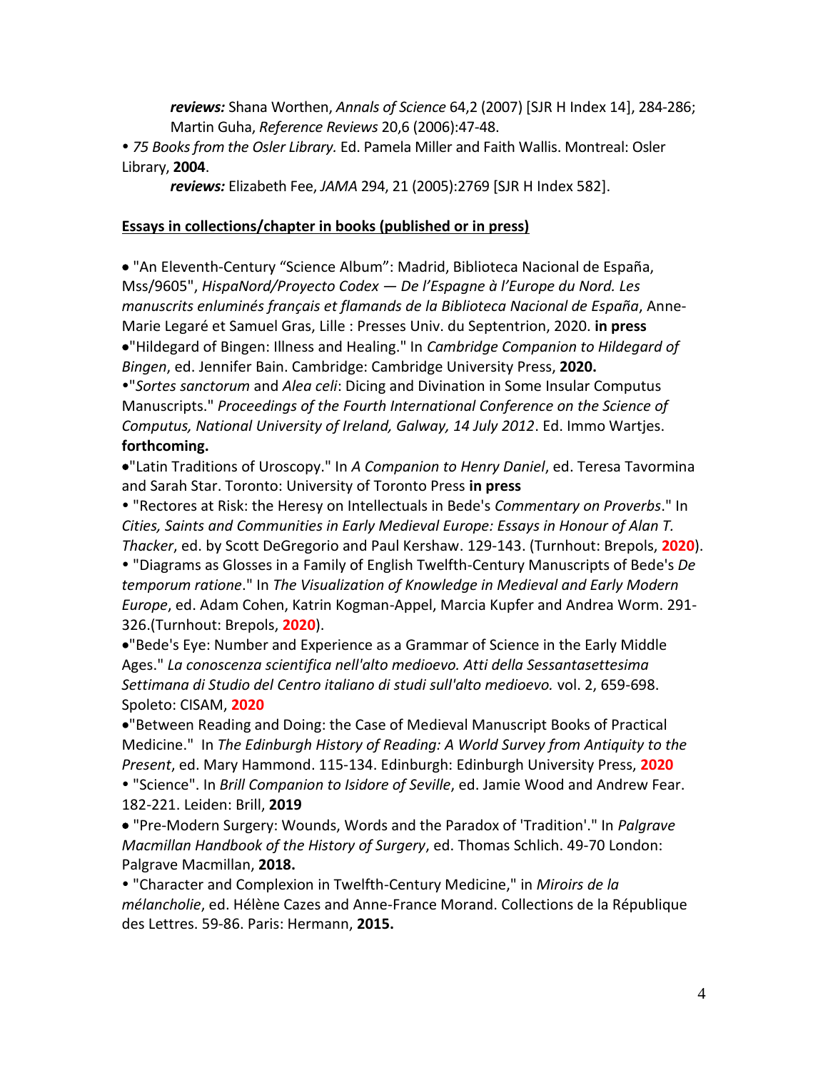*reviews:* Shana Worthen, *Annals of Science* 64,2 (2007) [SJR H Index 14], 284-286; Martin Guha, *Reference Reviews* 20,6 (2006):47-48.

• *75 Books from the Osler Library.* Ed. Pamela Miller and Faith Wallis. Montreal: Osler Library, **2004**.

*reviews:* Elizabeth Fee, *JAMA* 294, 21 (2005):2769 [SJR H Index 582].

**Essays in collections/chapter in books (published or in press)**

- "An Eleventh-Century "Science Album": Madrid, Biblioteca Nacional de España, Mss/9605", *HispaNord/Proyecto Codex — De l'Espagne à l'Europe du Nord. Les manuscrits enluminés français et flamands de la Biblioteca Nacional de España*, Anne-Marie Legaré et Samuel Gras, Lille : Presses Univ. du Septentrion, 2020. **in press**
- "Hildegard of Bingen: Illness and Healing." In *Cambridge Companion to Hildegard of Bingen*, ed. Jennifer Bain. Cambridge: Cambridge University Press, **2020.**
- "*Sortes sanctorum* and *Alea celi*: Dicing and Divination in Some Insular Computus Manuscripts." *Proceedings of the Fourth International Conference on the Science of Computus, National University of Ireland, Galway, 14 July 2012*. Ed. Immo Wartjes. **forthcoming.**
- "Latin Traditions of Uroscopy." In *A Companion to Henry Daniel*, ed. Teresa Tavormina and Sarah Star. Toronto: University of Toronto Press **in press**
- "Rectores at Risk: the Heresy on Intellectuals in Bede's *Commentary on Proverbs*." In *Cities, Saints and Communities in Early Medieval Europe: Essays in Honour of Alan T. Thacker*, ed. by Scott DeGregorio and Paul Kershaw. 129-143. (Turnhout: Brepols, **2020**).
- "Diagrams as Glosses in a Family of English Twelfth-Century Manuscripts of Bede's *De temporum ratione*." In *The Visualization of Knowledge in Medieval and Early Modern Europe*, ed. Adam Cohen, Katrin Kogman-Appel, Marcia Kupfer and Andrea Worm. 291-326.(Turnhout: Brepols, **2020**).
- "Bede's Eye: Number and Experience as a Grammar of Science in the Early Middle Ages." *La conoscenza scientifica nell'alto medioevo. Atti della Sessantasettesima Settimana di Studio del Centro italiano di studi sull'alto medioevo.* vol. 2, 659-698. Spoleto: CISAM, **2020**
- "Between Reading and Doing: the Case of Medieval Manuscript Books of Practical Medicine." In *The Edinburgh History of Reading: A World Survey from Antiquity to the Present*, ed. Mary Hammond. 115-134. Edinburgh: Edinburgh University Press, **2020**
- "Science". In *Brill Companion to Isidore of Seville*, ed. Jamie Wood and Andrew Fear. 182-221. Leiden: Brill, **2019**
- "Pre-Modern Surgery: Wounds, Words and the Paradox of 'Tradition'." In *Palgrave Macmillan Handbook of the History of Surgery*, ed. Thomas Schlich. 49-70 London: Palgrave Macmillan, **2018.**
- "Character and Complexion in Twelfth-Century Medicine," in *Miroirs de la mélancholie*, ed. Hélène Cazes and Anne-France Morand. Collections de la République des Lettres. 59-86. Paris: Hermann, **2015.**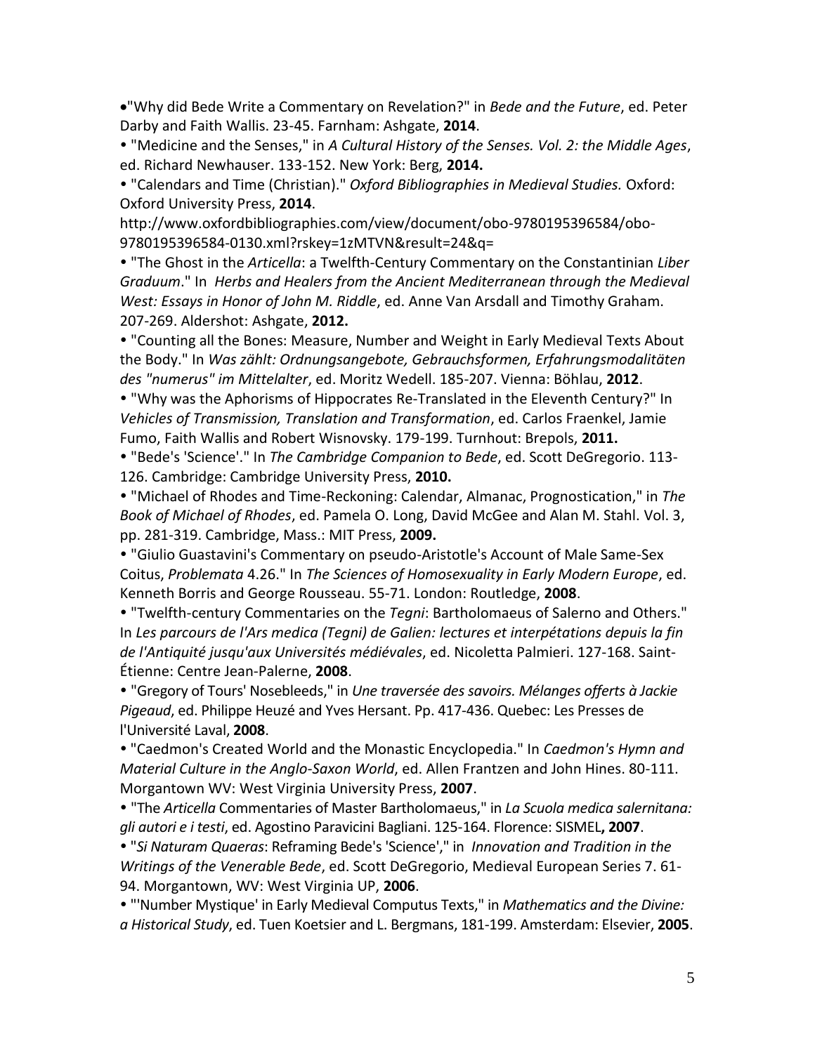- "Why did Bede Write a Commentary on Revelation?" in *Bede and the Future*, ed. Peter Darby and Faith Wallis. 23-45. Farnham: Ashgate, **2014**.
- "Medicine and the Senses," in *A Cultural History of the Senses. Vol. 2: the Middle Ages*, ed. Richard Newhauser. 133-152. New York: Berg, **2014.**
- "Calendars and Time (Christian)." *Oxford Bibliographies in Medieval Studies.* Oxford: Oxford University Press, **2014**. http://www.oxfordbibliographies.com/view/document/obo-9780195396584/obo-9780195396584-0130.xml?rskey=1zMTVN&result=24&q=
- "The Ghost in the *Articella*: a Twelfth-Century Commentary on the Constantinian *Liber Graduum*." In *Herbs and Healers from the Ancient Mediterranean through the Medieval West: Essays in Honor of John M. Riddle*, ed. Anne Van Arsdall and Timothy Graham. 207-269. Aldershot: Ashgate, **2012.**
- "Counting all the Bones: Measure, Number and Weight in Early Medieval Texts About the Body." In *Was zählt: Ordnungsangebote, Gebrauchsformen, Erfahrungsmodalitäten des "numerus" im Mittelalter*, ed. Moritz Wedell. 185-207. Vienna: Böhlau, **2012**.
- "Why was the Aphorisms of Hippocrates Re-Translated in the Eleventh Century?" In *Vehicles of Transmission, Translation and Transformation*, ed. Carlos Fraenkel, Jamie Fumo, Faith Wallis and Robert Wisnovsky. 179-199. Turnhout: Brepols, **2011.**
- "Bede's 'Science'." In *The Cambridge Companion to Bede*, ed. Scott DeGregorio. 113-126. Cambridge: Cambridge University Press, **2010.**
- "Michael of Rhodes and Time-Reckoning: Calendar, Almanac, Prognostication," in *The Book of Michael of Rhodes*, ed. Pamela O. Long, David McGee and Alan M. Stahl. Vol. 3, pp. 281-319. Cambridge, Mass.: MIT Press, **2009.**
- "Giulio Guastavini's Commentary on pseudo-Aristotle's Account of Male Same-Sex Coitus, *Problemata* 4.26." In *The Sciences of Homosexuality in Early Modern Europe*, ed. Kenneth Borris and George Rousseau. 55-71. London: Routledge, **2008**.
- "Twelfth-century Commentaries on the *Tegni*: Bartholomaeus of Salerno and Others." In *Les parcours de l'Ars medica (Tegni) de Galien: lectures et interpétations depuis la fin de l'Antiquité jusqu'aux Universités médiévales*, ed. Nicoletta Palmieri. 127-168. Saint-Étienne: Centre Jean-Palerne, **2008**.
- "Gregory of Tours' Nosebleeds," in *Une traversée des savoirs. Mélanges offerts à Jackie Pigeaud*, ed. Philippe Heuzé and Yves Hersant. Pp. 417-436. Quebec: Les Presses de l'Université Laval, **2008**.
- "Caedmon's Created World and the Monastic Encyclopedia." In *Caedmon's Hymn and Material Culture in the Anglo-Saxon World*, ed. Allen Frantzen and John Hines. 80-111. Morgantown WV: West Virginia University Press, **2007**.
- "The *Articella* Commentaries of Master Bartholomaeus," in *La Scuola medica salernitana: gli autori e i testi*, ed. Agostino Paravicini Bagliani. 125-164. Florence: SISMEL**, 2007**.
- "*Si Naturam Quaeras*: Reframing Bede's 'Science'," in *Innovation and Tradition in the Writings of the Venerable Bede*, ed. Scott DeGregorio, Medieval European Series 7. 61-94. Morgantown, WV: West Virginia UP, **2006**.
- "'Number Mystique' in Early Medieval Computus Texts," in *Mathematics and the Divine: a Historical Study*, ed. Tuen Koetsier and L. Bergmans, 181-199. Amsterdam: Elsevier, **2005**.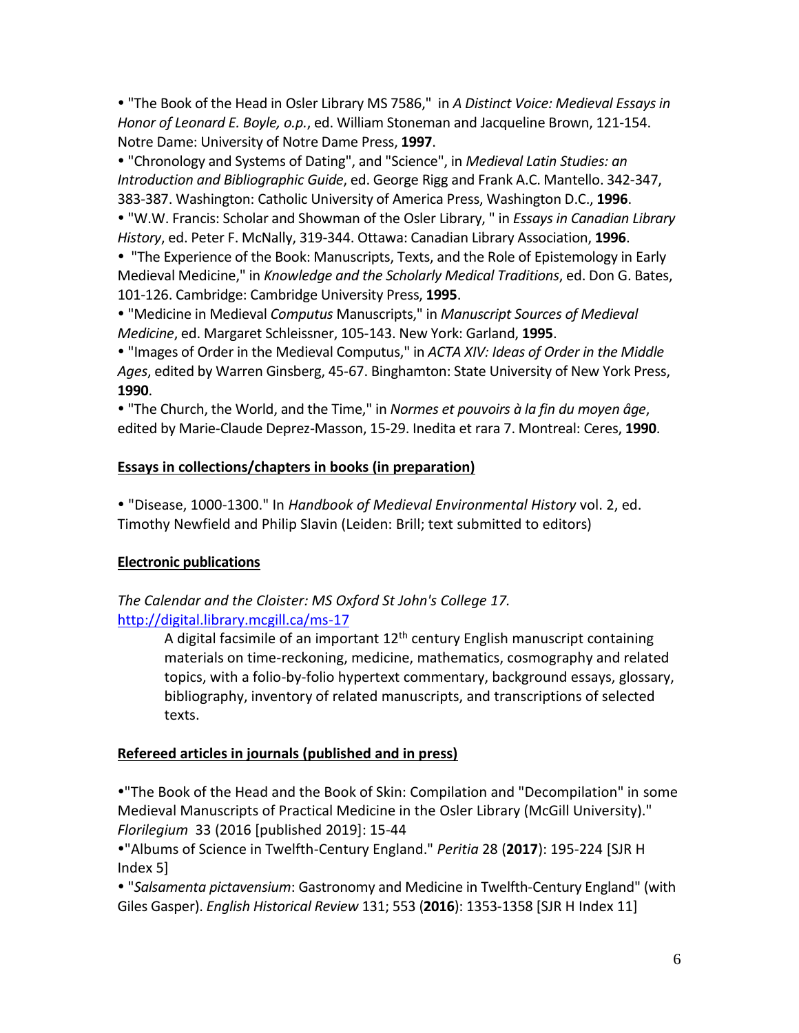- "The Book of the Head in Osler Library MS 7586," in *A Distinct Voice: Medieval Essays in Honor of Leonard E. Boyle, o.p.*, ed. William Stoneman and Jacqueline Brown, 121-154. Notre Dame: University of Notre Dame Press, **1997**.
- "Chronology and Systems of Dating", and "Science", in *Medieval Latin Studies: an Introduction and Bibliographic Guide*, ed. George Rigg and Frank A.C. Mantello. 342-347, 383-387. Washington: Catholic University of America Press, Washington D.C., **1996**.
- "W.W. Francis: Scholar and Showman of the Osler Library, " in *Essays in Canadian Library History*, ed. Peter F. McNally, 319-344. Ottawa: Canadian Library Association, **1996**.
- "The Experience of the Book: Manuscripts, Texts, and the Role of Epistemology in Early Medieval Medicine," in *Knowledge and the Scholarly Medical Traditions*, ed. Don G. Bates, 101-126. Cambridge: Cambridge University Press, **1995**.
- "Medicine in Medieval *Computus* Manuscripts," in *Manuscript Sources of Medieval Medicine*, ed. Margaret Schleissner, 105-143. New York: Garland, **1995**.
- "Images of Order in the Medieval Computus," in *ACTA XIV: Ideas of Order in the Middle Ages*, edited by Warren Ginsberg, 45-67. Binghamton: State University of New York Press, **1990**.
- "The Church, the World, and the Time," in *Normes et pouvoirs à la fin du moyen âge*, edited by Marie-Claude Deprez-Masson, 15-29. Inedita et rara 7. Montreal: Ceres, **1990**.

**<u>Essays in collections/chapters in books (in preparation)</u>**

- "Disease, 1000-1300." In *Handbook of Medieval Environmental History* vol. 2, ed. Timothy Newfield and Philip Slavin (Leiden: Brill; text submitted to editors)

**<u>Electronic publications</u>**

*The Calendar and the Cloister: MS Oxford St John's College 17.*
http://digital.library.mcgill.ca/ms-17

> A digital facsimile of an important 12th century English manuscript containing materials on time-reckoning, medicine, mathematics, cosmography and related topics, with a folio-by-folio hypertext commentary, background essays, glossary, bibliography, inventory of related manuscripts, and transcriptions of selected texts.

**<u>Refereed articles in journals (published and in press)</u>**

- "The Book of the Head and the Book of Skin: Compilation and "Decompilation" in some Medieval Manuscripts of Practical Medicine in the Osler Library (McGill University)." *Florilegium* 33 (2016 [published 2019]: 15-44
- "Albums of Science in Twelfth-Century England." *Peritia* 28 (**2017**): 195-224 [SJR H Index 5]
- "*Salsamenta pictavensium*: Gastronomy and Medicine in Twelfth-Century England" (with Giles Gasper). *English Historical Review* 131; 553 (**2016**): 1353-1358 [SJR H Index 11]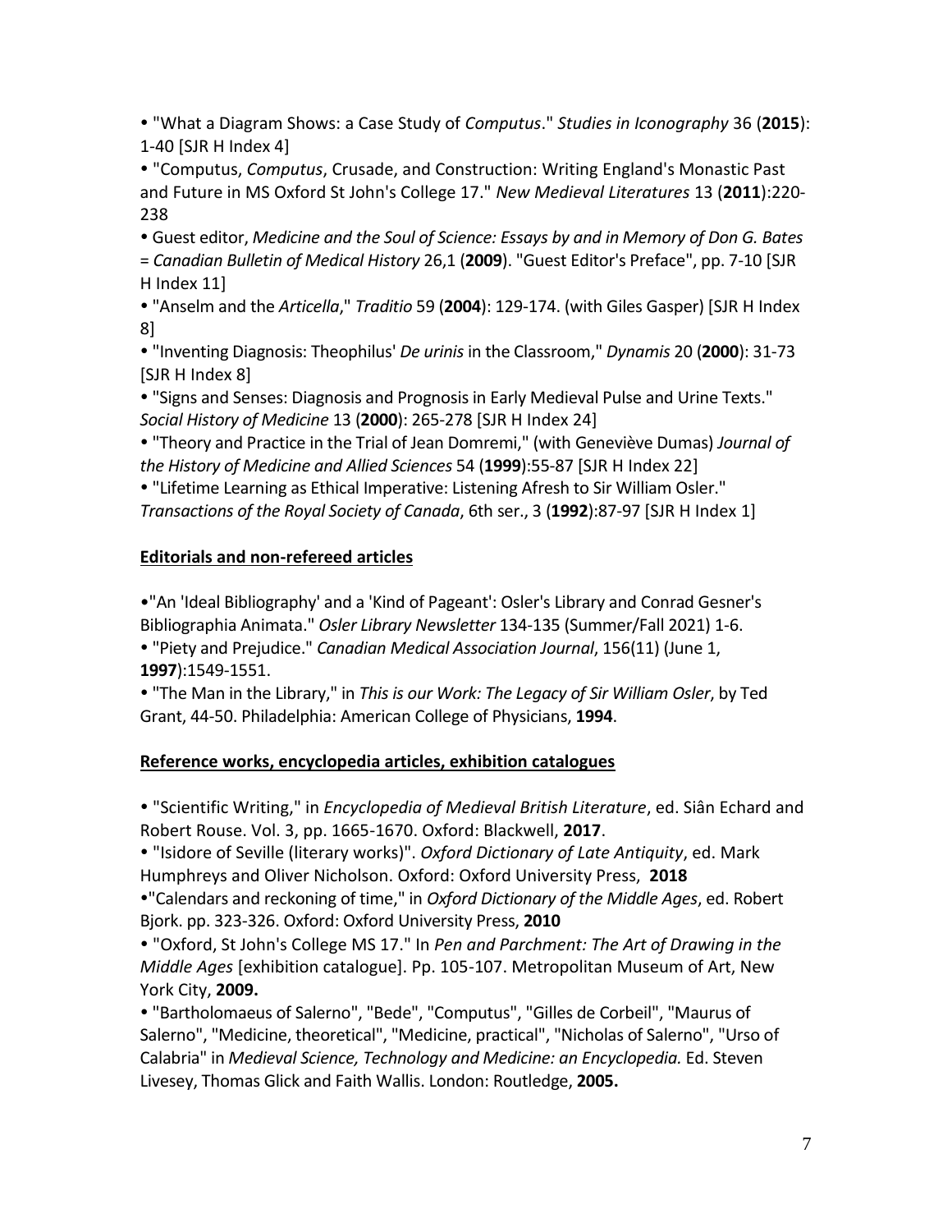- "What a Diagram Shows: a Case Study of *Computus*." *Studies in Iconography* 36 (**2015**): 1-40 [SJR H Index 4]
- "Computus, *Computus*, Crusade, and Construction: Writing England's Monastic Past and Future in MS Oxford St John's College 17." *New Medieval Literatures* 13 (**2011**):220-238
- Guest editor, *Medicine and the Soul of Science: Essays by and in Memory of Don G. Bates* = *Canadian Bulletin of Medical History* 26,1 (**2009**). "Guest Editor's Preface", pp. 7-10 [SJR H Index 11]
- "Anselm and the *Articella*," *Traditio* 59 (**2004**): 129-174. (with Giles Gasper) [SJR H Index 8]
- "Inventing Diagnosis: Theophilus' *De urinis* in the Classroom," *Dynamis* 20 (**2000**): 31-73 [SJR H Index 8]
- "Signs and Senses: Diagnosis and Prognosis in Early Medieval Pulse and Urine Texts." *Social History of Medicine* 13 (**2000**): 265-278 [SJR H Index 24]
- "Theory and Practice in the Trial of Jean Domremi," (with Geneviève Dumas) *Journal of the History of Medicine and Allied Sciences* 54 (**1999**):55-87 [SJR H Index 22]
- "Lifetime Learning as Ethical Imperative: Listening Afresh to Sir William Osler." *Transactions of the Royal Society of Canada*, 6th ser., 3 (**1992**):87-97 [SJR H Index 1]

## Editorials and non-refereed articles

- "An 'Ideal Bibliography' and a 'Kind of Pageant': Osler's Library and Conrad Gesner's Bibliographia Animata." *Osler Library Newsletter* 134-135 (Summer/Fall 2021) 1-6.
- "Piety and Prejudice." *Canadian Medical Association Journal*, 156(11) (June 1, **1997**):1549-1551.
- "The Man in the Library," in *This is our Work: The Legacy of Sir William Osler*, by Ted Grant, 44-50. Philadelphia: American College of Physicians, **1994**.

## Reference works, encyclopedia articles, exhibition catalogues

- "Scientific Writing," in *Encyclopedia of Medieval British Literature*, ed. Siân Echard and Robert Rouse. Vol. 3, pp. 1665-1670. Oxford: Blackwell, **2017**.
- "Isidore of Seville (literary works)". *Oxford Dictionary of Late Antiquity*, ed. Mark Humphreys and Oliver Nicholson. Oxford: Oxford University Press, **2018**
- "Calendars and reckoning of time," in *Oxford Dictionary of the Middle Ages*, ed. Robert Bjork. pp. 323-326. Oxford: Oxford University Press, **2010**
- "Oxford, St John's College MS 17." In *Pen and Parchment: The Art of Drawing in the Middle Ages* [exhibition catalogue]. Pp. 105-107. Metropolitan Museum of Art, New York City, **2009.**
- "Bartholomaeus of Salerno", "Bede", "Computus", "Gilles de Corbeil", "Maurus of Salerno", "Medicine, theoretical", "Medicine, practical", "Nicholas of Salerno", "Urso of Calabria" in *Medieval Science, Technology and Medicine: an Encyclopedia.* Ed. Steven Livesey, Thomas Glick and Faith Wallis. London: Routledge, **2005.**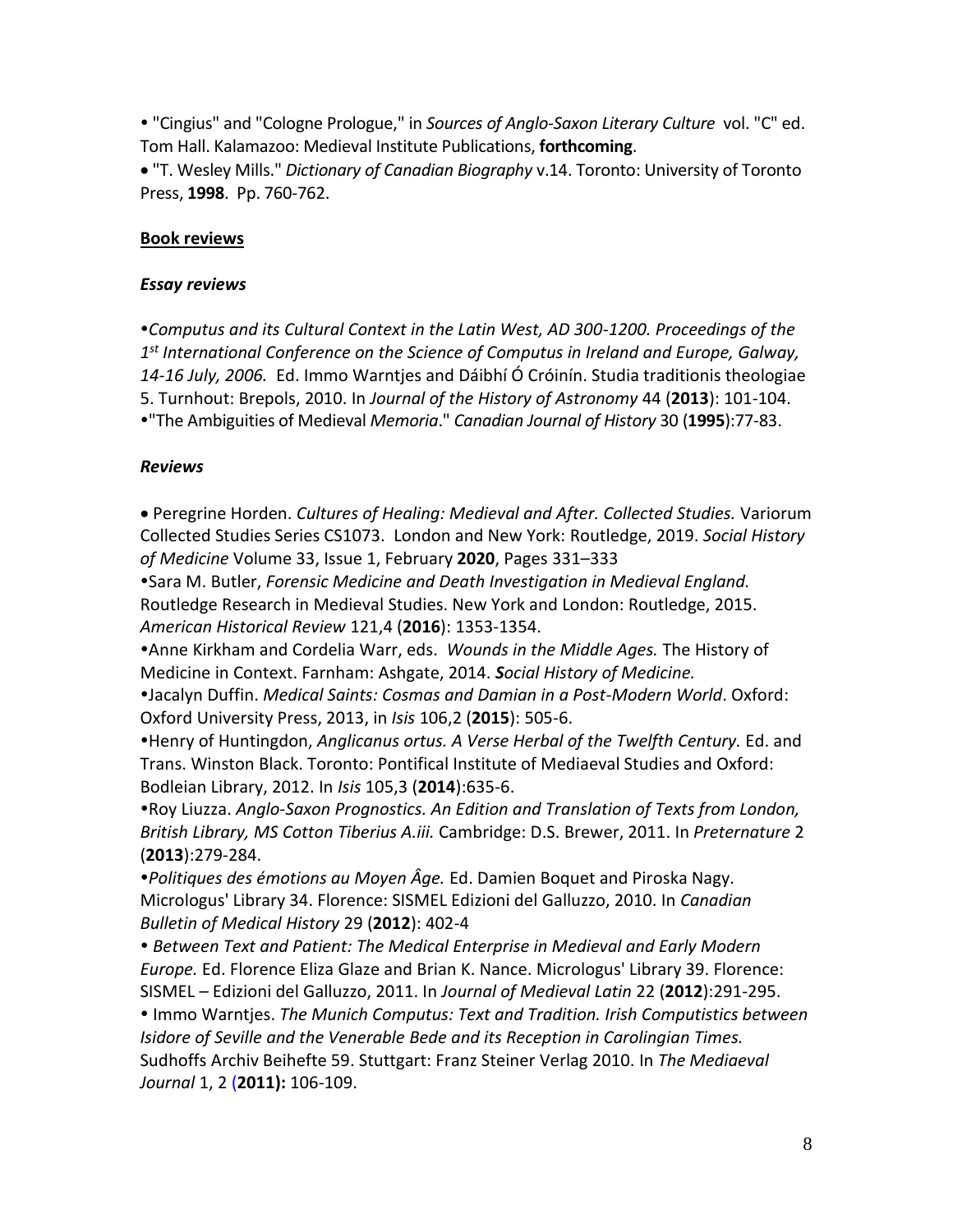- "Cingius" and "Cologne Prologue," in *Sources of Anglo-Saxon Literary Culture* vol. "C" ed. Tom Hall. Kalamazoo: Medieval Institute Publications, **forthcoming**.
- "T. Wesley Mills." *Dictionary of Canadian Biography* v.14. Toronto: University of Toronto Press, **1998**. Pp. 760-762.

## Book reviews

### *Essay reviews*

- *Computus and its Cultural Context in the Latin West, AD 300-1200. Proceedings of the 1st International Conference on the Science of Computus in Ireland and Europe, Galway, 14-16 July, 2006.* Ed. Immo Warntjes and Dáibhí Ó Cróinín. Studia traditionis theologiae 5. Turnhout: Brepols, 2010. In *Journal of the History of Astronomy* 44 (**2013**): 101-104.
- "The Ambiguities of Medieval *Memoria*." *Canadian Journal of History* 30 (**1995**):77-83.

### *Reviews*

- Peregrine Horden. *Cultures of Healing: Medieval and After. Collected Studies.* Variorum Collected Studies Series CS1073. London and New York: Routledge, 2019. *Social History of Medicine* Volume 33, Issue 1, February **2020**, Pages 331–333
- Sara M. Butler, *Forensic Medicine and Death Investigation in Medieval England.* Routledge Research in Medieval Studies. New York and London: Routledge, 2015. *American Historical Review* 121,4 (**2016**): 1353-1354.
- Anne Kirkham and Cordelia Warr, eds. *Wounds in the Middle Ages.* The History of Medicine in Context. Farnham: Ashgate, 2014. ***S****ocial History of Medicine.*
- Jacalyn Duffin. *Medical Saints: Cosmas and Damian in a Post-Modern World*. Oxford: Oxford University Press, 2013, in *Isis* 106,2 (**2015**): 505-6.
- Henry of Huntingdon, *Anglicanus ortus. A Verse Herbal of the Twelfth Century.* Ed. and Trans. Winston Black. Toronto: Pontifical Institute of Mediaeval Studies and Oxford: Bodleian Library, 2012. In *Isis* 105,3 (**2014**):635-6.
- Roy Liuzza. *Anglo-Saxon Prognostics. An Edition and Translation of Texts from London, British Library, MS Cotton Tiberius A.iii.* Cambridge: D.S. Brewer, 2011. In *Preternature* 2 (**2013**):279-284.
- *Politiques des émotions au Moyen Âge.* Ed. Damien Boquet and Piroska Nagy. Micrologus' Library 34. Florence: SISMEL Edizioni del Galluzzo, 2010. In *Canadian Bulletin of Medical History* 29 (**2012**): 402-4
- *Between Text and Patient: The Medical Enterprise in Medieval and Early Modern Europe.* Ed. Florence Eliza Glaze and Brian K. Nance. Micrologus' Library 39. Florence: SISMEL – Edizioni del Galluzzo, 2011. In *Journal of Medieval Latin* 22 (**2012**):291-295.
- Immo Warntjes. *The Munich Computus: Text and Tradition. Irish Computistics between Isidore of Seville and the Venerable Bede and its Reception in Carolingian Times.* Sudhoffs Archiv Beihefte 59. Stuttgart: Franz Steiner Verlag 2010. In *The Mediaeval Journal* 1, 2 (**2011):** 106-109.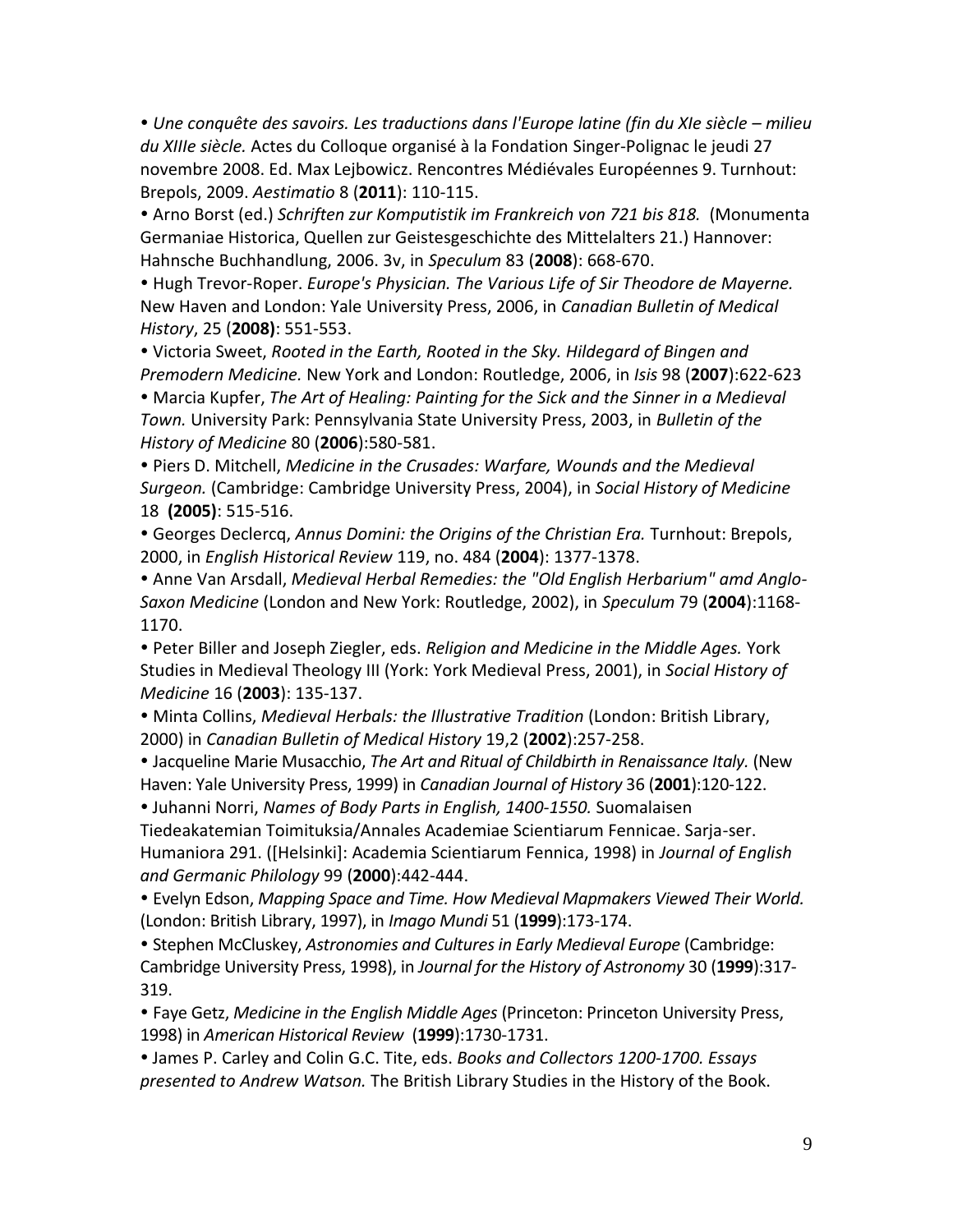- *Une conquête des savoirs. Les traductions dans l'Europe latine (fin du XIe siècle – milieu du XIIIe siècle.* Actes du Colloque organisé à la Fondation Singer-Polignac le jeudi 27 novembre 2008. Ed. Max Lejbowicz. Rencontres Médiévales Européennes 9. Turnhout: Brepols, 2009. *Aestimatio* 8 (**2011**): 110-115.
- Arno Borst (ed.) *Schriften zur Komputistik im Frankreich von 721 bis 818.* (Monumenta Germaniae Historica, Quellen zur Geistesgeschichte des Mittelalters 21.) Hannover: Hahnsche Buchhandlung, 2006. 3v, in *Speculum* 83 (**2008**): 668-670.
- Hugh Trevor-Roper. *Europe's Physician. The Various Life of Sir Theodore de Mayerne.* New Haven and London: Yale University Press, 2006, in *Canadian Bulletin of Medical History*, 25 (**2008)**: 551-553.
- Victoria Sweet, *Rooted in the Earth, Rooted in the Sky. Hildegard of Bingen and Premodern Medicine.* New York and London: Routledge, 2006, in *Isis* 98 (**2007**):622-623
- Marcia Kupfer, *The Art of Healing: Painting for the Sick and the Sinner in a Medieval Town.* University Park: Pennsylvania State University Press, 2003, in *Bulletin of the History of Medicine* 80 (**2006**):580-581.
- Piers D. Mitchell, *Medicine in the Crusades: Warfare, Wounds and the Medieval Surgeon.* (Cambridge: Cambridge University Press, 2004), in *Social History of Medicine* 18 **(2005)**: 515-516.
- Georges Declercq, *Annus Domini: the Origins of the Christian Era.* Turnhout: Brepols, 2000, in *English Historical Review* 119, no. 484 (**2004**): 1377-1378.
- Anne Van Arsdall, *Medieval Herbal Remedies: the "Old English Herbarium" amd Anglo-Saxon Medicine* (London and New York: Routledge, 2002), in *Speculum* 79 (**2004**):1168-1170.
- Peter Biller and Joseph Ziegler, eds. *Religion and Medicine in the Middle Ages.* York Studies in Medieval Theology III (York: York Medieval Press, 2001), in *Social History of Medicine* 16 (**2003**): 135-137.
- Minta Collins, *Medieval Herbals: the Illustrative Tradition* (London: British Library, 2000) in *Canadian Bulletin of Medical History* 19,2 (**2002**):257-258.
- Jacqueline Marie Musacchio, *The Art and Ritual of Childbirth in Renaissance Italy.* (New Haven: Yale University Press, 1999) in *Canadian Journal of History* 36 (**2001**):120-122.
- Juhanni Norri, *Names of Body Parts in English, 1400-1550.* Suomalaisen Tiedeakatemian Toimituksia/Annales Academiae Scientiarum Fennicae. Sarja-ser. Humaniora 291. ([Helsinki]: Academia Scientiarum Fennica, 1998) in *Journal of English and Germanic Philology* 99 (**2000**):442-444.
- Evelyn Edson, *Mapping Space and Time. How Medieval Mapmakers Viewed Their World.* (London: British Library, 1997), in *Imago Mundi* 51 (**1999**):173-174.
- Stephen McCluskey, *Astronomies and Cultures in Early Medieval Europe* (Cambridge: Cambridge University Press, 1998), in *Journal for the History of Astronomy* 30 (**1999**):317-319.
- Faye Getz, *Medicine in the English Middle Ages* (Princeton: Princeton University Press, 1998) in *American Historical Review* (**1999**):1730-1731.
- James P. Carley and Colin G.C. Tite, eds. *Books and Collectors 1200-1700. Essays presented to Andrew Watson.* The British Library Studies in the History of the Book.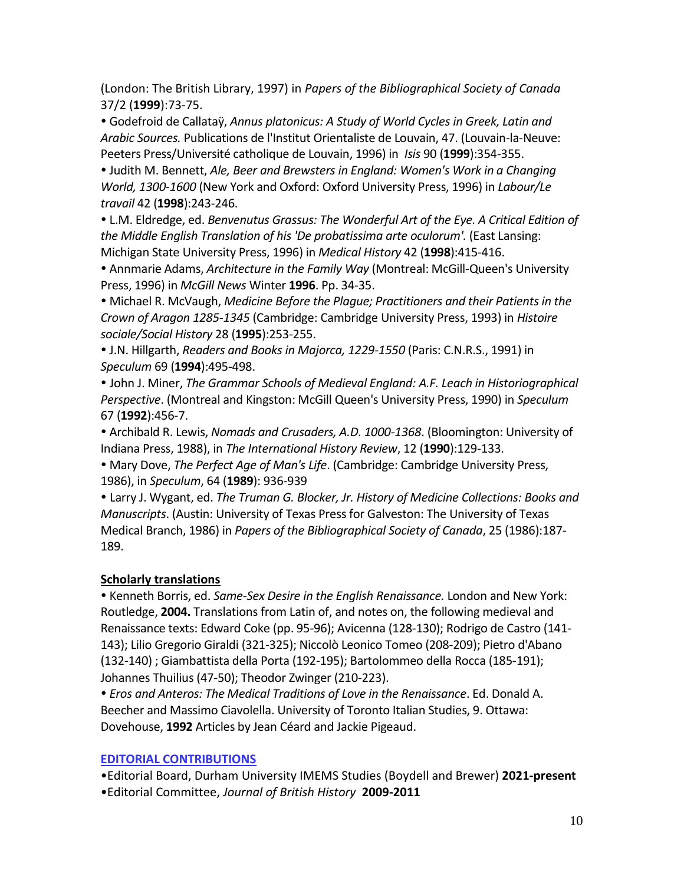(London: The British Library, 1997) in *Papers of the Bibliographical Society of Canada* 37/2 (**1999**):73-75.

- Godefroid de Callataÿ, *Annus platonicus: A Study of World Cycles in Greek, Latin and Arabic Sources.* Publications de l'Institut Orientaliste de Louvain, 47. (Louvain-la-Neuve: Peeters Press/Université catholique de Louvain, 1996) in *Isis* 90 (**1999**):354-355.
- Judith M. Bennett, *Ale, Beer and Brewsters in England: Women's Work in a Changing World, 1300-1600* (New York and Oxford: Oxford University Press, 1996) in *Labour/Le travail* 42 (**1998**):243-246.
- L.M. Eldredge, ed. *Benvenutus Grassus: The Wonderful Art of the Eye. A Critical Edition of the Middle English Translation of his 'De probatissima arte oculorum'.* (East Lansing: Michigan State University Press, 1996) in *Medical History* 42 (**1998**):415-416.
- Annmarie Adams, *Architecture in the Family Way* (Montreal: McGill-Queen's University Press, 1996) in *McGill News* Winter **1996**. Pp. 34-35.
- Michael R. McVaugh, *Medicine Before the Plague; Practitioners and their Patients in the Crown of Aragon 1285-1345* (Cambridge: Cambridge University Press, 1993) in *Histoire sociale/Social History* 28 (**1995**):253-255.
- J.N. Hillgarth, *Readers and Books in Majorca, 1229-1550* (Paris: C.N.R.S., 1991) in *Speculum* 69 (**1994**):495-498.
- John J. Miner, *The Grammar Schools of Medieval England: A.F. Leach in Historiographical Perspective*. (Montreal and Kingston: McGill Queen's University Press, 1990) in *Speculum* 67 (**1992**):456-7.
- Archibald R. Lewis, *Nomads and Crusaders, A.D. 1000-1368*. (Bloomington: University of Indiana Press, 1988), in *The International History Review*, 12 (**1990**):129-133.
- Mary Dove, *The Perfect Age of Man's Life*. (Cambridge: Cambridge University Press, 1986), in *Speculum*, 64 (**1989**): 936-939
- Larry J. Wygant, ed. *The Truman G. Blocker, Jr. History of Medicine Collections: Books and Manuscripts*. (Austin: University of Texas Press for Galveston: The University of Texas Medical Branch, 1986) in *Papers of the Bibliographical Society of Canada*, 25 (1986):187-189.

**Scholarly translations**

- Kenneth Borris, ed. *Same-Sex Desire in the English Renaissance.* London and New York: Routledge, **2004.** Translations from Latin of, and notes on, the following medieval and Renaissance texts: Edward Coke (pp. 95-96); Avicenna (128-130); Rodrigo de Castro (141-143); Lilio Gregorio Giraldi (321-325); Niccolò Leonico Tomeo (208-209); Pietro d'Abano (132-140) ; Giambattista della Porta (192-195); Bartolommeo della Rocca (185-191); Johannes Thuilius (47-50); Theodor Zwinger (210-223).
- *Eros and Anteros: The Medical Traditions of Love in the Renaissance*. Ed. Donald A. Beecher and Massimo Ciavolella. University of Toronto Italian Studies, 9. Ottawa: Dovehouse, **1992** Articles by Jean Céard and Jackie Pigeaud.

## EDITORIAL CONTRIBUTIONS

- Editorial Board, Durham University IMEMS Studies (Boydell and Brewer) **2021-present**
- Editorial Committee, *Journal of British History* **2009-2011**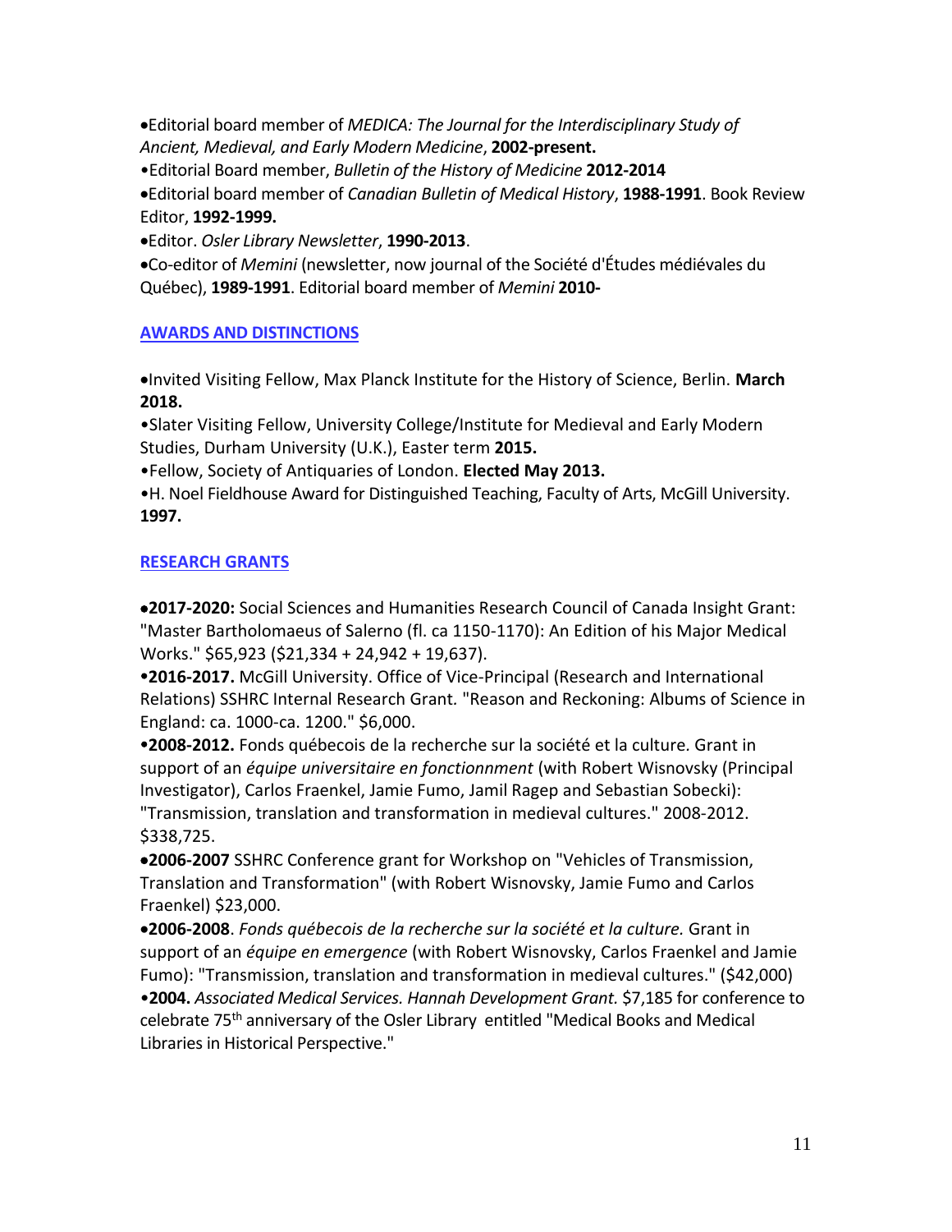- Editorial board member of *MEDICA: The Journal for the Interdisciplinary Study of Ancient, Medieval, and Early Modern Medicine*, **2002-present.**
- Editorial Board member, *Bulletin of the History of Medicine* **2012-2014**
- Editorial board member of *Canadian Bulletin of Medical History*, **1988-1991**. Book Review Editor, **1992-1999.**
- Editor. *Osler Library Newsletter*, **1990-2013**.
- Co-editor of *Memini* (newsletter, now journal of the Société d'Études médiévales du Québec), **1989-1991**. Editorial board member of *Memini* **2010-**

## AWARDS AND DISTINCTIONS

- Invited Visiting Fellow, Max Planck Institute for the History of Science, Berlin. **March 2018.**
- Slater Visiting Fellow, University College/Institute for Medieval and Early Modern Studies, Durham University (U.K.), Easter term **2015.**
- Fellow, Society of Antiquaries of London. **Elected May 2013.**
- H. Noel Fieldhouse Award for Distinguished Teaching, Faculty of Arts, McGill University. **1997.**

## RESEARCH GRANTS

- **2017-2020:** Social Sciences and Humanities Research Council of Canada Insight Grant: "Master Bartholomaeus of Salerno (fl. ca 1150-1170): An Edition of his Major Medical Works." $65,923 ($21,334 + 24,942 + 19,637).
- **2016-2017.** McGill University. Office of Vice-Principal (Research and International Relations) SSHRC Internal Research Grant. "Reason and Reckoning: Albums of Science in England: ca. 1000-ca. 1200." $6,000.
- **2008-2012.** Fonds québecois de la recherche sur la société et la culture. Grant in support of an *équipe universitaire en fonctionnment* (with Robert Wisnovsky (Principal Investigator), Carlos Fraenkel, Jamie Fumo, Jamil Ragep and Sebastian Sobecki): "Transmission, translation and transformation in medieval cultures." 2008-2012. $338,725.
- **2006-2007** SSHRC Conference grant for Workshop on "Vehicles of Transmission, Translation and Transformation" (with Robert Wisnovsky, Jamie Fumo and Carlos Fraenkel) $23,000.
- **2006-2008**. *Fonds québecois de la recherche sur la société et la culture.* Grant in support of an *équipe en emergence* (with Robert Wisnovsky, Carlos Fraenkel and Jamie Fumo): "Transmission, translation and transformation in medieval cultures." ($42,000)
- **2004.** *Associated Medical Services. Hannah Development Grant.* $7,185 for conference to celebrate 75th anniversary of the Osler Library entitled "Medical Books and Medical Libraries in Historical Perspective."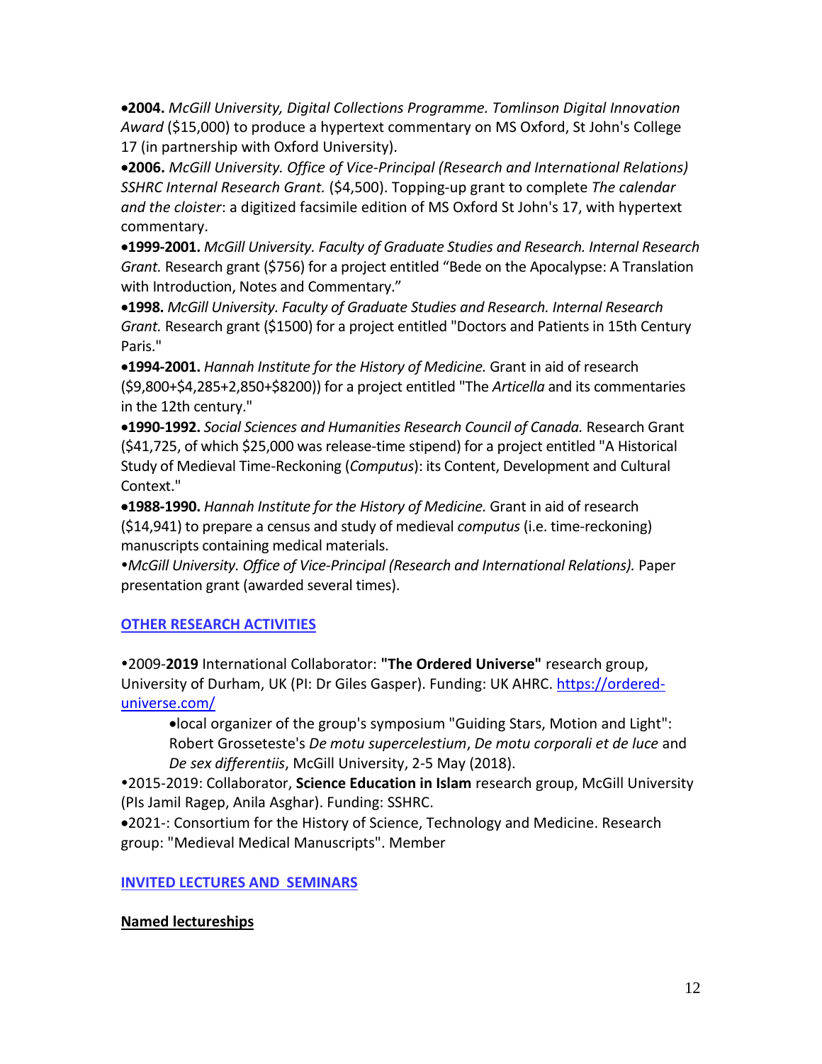- **2004.** *McGill University, Digital Collections Programme. Tomlinson Digital Innovation Award* ($15,000) to produce a hypertext commentary on MS Oxford, St John's College 17 (in partnership with Oxford University).
- **2006.** *McGill University. Office of Vice-Principal (Research and International Relations) SSHRC Internal Research Grant.* ($4,500). Topping-up grant to complete *The calendar and the cloister*: a digitized facsimile edition of MS Oxford St John's 17, with hypertext commentary.
- **1999-2001.** *McGill University. Faculty of Graduate Studies and Research. Internal Research Grant.* Research grant ($756) for a project entitled "Bede on the Apocalypse: A Translation with Introduction, Notes and Commentary."
- **1998.** *McGill University. Faculty of Graduate Studies and Research. Internal Research Grant.* Research grant ($1500) for a project entitled "Doctors and Patients in 15th Century Paris."
- **1994-2001.** *Hannah Institute for the History of Medicine.* Grant in aid of research ($9,800+$4,285+2,850+$8200)) for a project entitled "The *Articella* and its commentaries in the 12th century."
- **1990-1992.** *Social Sciences and Humanities Research Council of Canada.* Research Grant ($41,725, of which $25,000 was release-time stipend) for a project entitled "A Historical Study of Medieval Time-Reckoning (*Computus*): its Content, Development and Cultural Context."
- **1988-1990.** *Hannah Institute for the History of Medicine.* Grant in aid of research ($14,941) to prepare a census and study of medieval *computus* (i.e. time-reckoning) manuscripts containing medical materials.
- *McGill University. Office of Vice-Principal (Research and International Relations).* Paper presentation grant (awarded several times).

## OTHER RESEARCH ACTIVITIES

- 2009-**2019** International Collaborator: **"The Ordered Universe"** research group, University of Durham, UK (PI: Dr Giles Gasper). Funding: UK AHRC. https://ordered-universe.com/
  - local organizer of the group's symposium "Guiding Stars, Motion and Light": Robert Grosseteste's *De motu supercelestium*, *De motu corporali et de luce* and *De sex differentiis*, McGill University, 2-5 May (2018).
- 2015-2019: Collaborator, **Science Education in Islam** research group, McGill University (PIs Jamil Ragep, Anila Asghar). Funding: SSHRC.
- 2021-: Consortium for the History of Science, Technology and Medicine. Research group: "Medieval Medical Manuscripts". Member

## INVITED LECTURES AND SEMINARS

### Named lectureships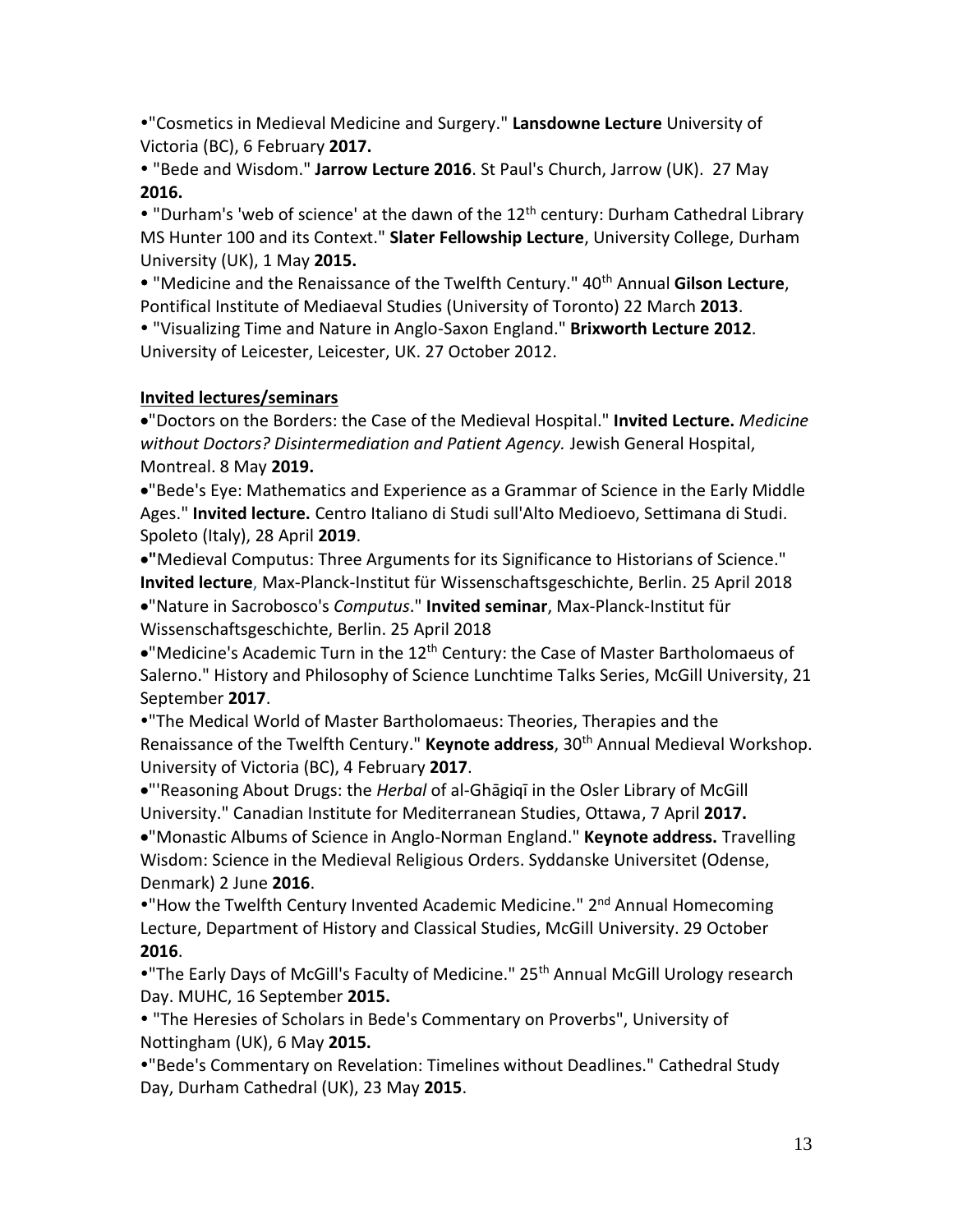- "Cosmetics in Medieval Medicine and Surgery." **Lansdowne Lecture** University of Victoria (BC), 6 February **2017.**
- "Bede and Wisdom." **Jarrow Lecture 2016**. St Paul's Church, Jarrow (UK). 27 May **2016.**
- "Durham's 'web of science' at the dawn of the 12th century: Durham Cathedral Library MS Hunter 100 and its Context." **Slater Fellowship Lecture**, University College, Durham University (UK), 1 May **2015.**
- "Medicine and the Renaissance of the Twelfth Century." 40th Annual **Gilson Lecture**, Pontifical Institute of Mediaeval Studies (University of Toronto) 22 March **2013**.
- "Visualizing Time and Nature in Anglo-Saxon England." **Brixworth Lecture 2012**. University of Leicester, Leicester, UK. 27 October 2012.

**Invited lectures/seminars**

- "Doctors on the Borders: the Case of the Medieval Hospital." **Invited Lecture.** *Medicine without Doctors? Disintermediation and Patient Agency.* Jewish General Hospital, Montreal. 8 May **2019.**
- "Bede's Eye: Mathematics and Experience as a Grammar of Science in the Early Middle Ages." **Invited lecture.** Centro Italiano di Studi sull'Alto Medioevo, Settimana di Studi. Spoleto (Italy), 28 April **2019**.
- **"**Medieval Computus: Three Arguments for its Significance to Historians of Science." **Invited lecture**, Max-Planck-Institut für Wissenschaftsgeschichte, Berlin. 25 April 2018
- "Nature in Sacrobosco's *Computus*." **Invited seminar**, Max-Planck-Institut für Wissenschaftsgeschichte, Berlin. 25 April 2018
- "Medicine's Academic Turn in the 12th Century: the Case of Master Bartholomaeus of Salerno." History and Philosophy of Science Lunchtime Talks Series, McGill University, 21 September **2017**.
- "The Medical World of Master Bartholomaeus: Theories, Therapies and the Renaissance of the Twelfth Century." **Keynote address**, 30th Annual Medieval Workshop. University of Victoria (BC), 4 February **2017**.
- "'Reasoning About Drugs: the *Herbal* of al-Ghāgiqī in the Osler Library of McGill University." Canadian Institute for Mediterranean Studies, Ottawa, 7 April **2017.**
- "Monastic Albums of Science in Anglo-Norman England." **Keynote address.** Travelling Wisdom: Science in the Medieval Religious Orders. Syddanske Universitet (Odense, Denmark) 2 June **2016**.
- "How the Twelfth Century Invented Academic Medicine." 2nd Annual Homecoming Lecture, Department of History and Classical Studies, McGill University. 29 October **2016**.
- "The Early Days of McGill's Faculty of Medicine." 25th Annual McGill Urology research Day. MUHC, 16 September **2015.**
- "The Heresies of Scholars in Bede's Commentary on Proverbs", University of Nottingham (UK), 6 May **2015.**
- "Bede's Commentary on Revelation: Timelines without Deadlines." Cathedral Study Day, Durham Cathedral (UK), 23 May **2015**.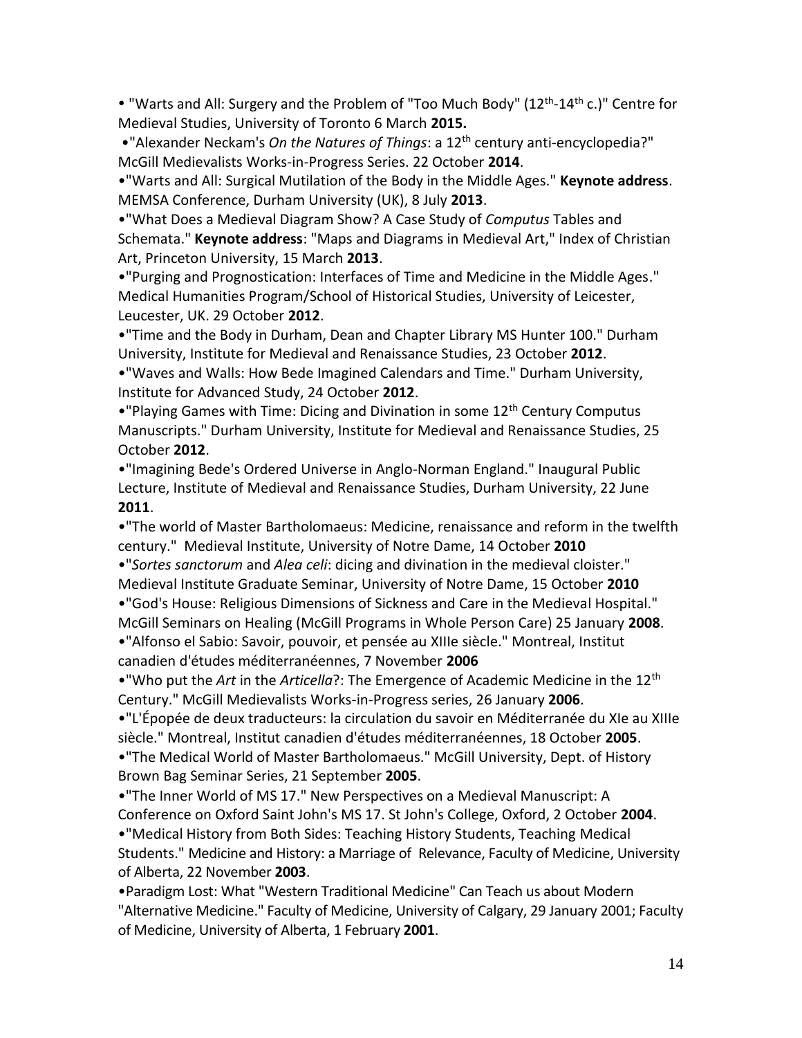- "Warts and All: Surgery and the Problem of "Too Much Body" (12th-14th c.)" Centre for Medieval Studies, University of Toronto 6 March **2015.**
- "Alexander Neckam's *On the Natures of Things*: a 12th century anti-encyclopedia?" McGill Medievalists Works-in-Progress Series. 22 October **2014**.
- "Warts and All: Surgical Mutilation of the Body in the Middle Ages." **Keynote address**. MEMSA Conference, Durham University (UK), 8 July **2013**.
- "What Does a Medieval Diagram Show? A Case Study of *Computus* Tables and Schemata." **Keynote address**: "Maps and Diagrams in Medieval Art," Index of Christian Art, Princeton University, 15 March **2013**.
- "Purging and Prognostication: Interfaces of Time and Medicine in the Middle Ages." Medical Humanities Program/School of Historical Studies, University of Leicester, Leucester, UK. 29 October **2012**.
- "Time and the Body in Durham, Dean and Chapter Library MS Hunter 100." Durham University, Institute for Medieval and Renaissance Studies, 23 October **2012**.
- "Waves and Walls: How Bede Imagined Calendars and Time." Durham University, Institute for Advanced Study, 24 October **2012**.
- "Playing Games with Time: Dicing and Divination in some 12th Century Computus Manuscripts." Durham University, Institute for Medieval and Renaissance Studies, 25 October **2012**.
- "Imagining Bede's Ordered Universe in Anglo-Norman England." Inaugural Public Lecture, Institute of Medieval and Renaissance Studies, Durham University, 22 June **2011**.
- "The world of Master Bartholomaeus: Medicine, renaissance and reform in the twelfth century." Medieval Institute, University of Notre Dame, 14 October **2010**
- "*Sortes sanctorum* and *Alea celi*: dicing and divination in the medieval cloister." Medieval Institute Graduate Seminar, University of Notre Dame, 15 October **2010**
- "God's House: Religious Dimensions of Sickness and Care in the Medieval Hospital." McGill Seminars on Healing (McGill Programs in Whole Person Care) 25 January **2008**.
- "Alfonso el Sabio: Savoir, pouvoir, et pensée au XIIIe siècle." Montreal, Institut canadien d'études méditerranéennes, 7 November **2006**
- "Who put the *Art* in the *Articella*?: The Emergence of Academic Medicine in the 12th Century." McGill Medievalists Works-in-Progress series, 26 January **2006**.
- "L'Épopée de deux traducteurs: la circulation du savoir en Méditerranée du XIe au XIIIe siècle." Montreal, Institut canadien d'études méditerranéennes, 18 October **2005**.
- "The Medical World of Master Bartholomaeus." McGill University, Dept. of History Brown Bag Seminar Series, 21 September **2005**.
- "The Inner World of MS 17." New Perspectives on a Medieval Manuscript: A Conference on Oxford Saint John's MS 17. St John's College, Oxford, 2 October **2004**.
- "Medical History from Both Sides: Teaching History Students, Teaching Medical Students." Medicine and History: a Marriage of Relevance, Faculty of Medicine, University of Alberta, 22 November **2003**.
- Paradigm Lost: What "Western Traditional Medicine" Can Teach us about Modern "Alternative Medicine." Faculty of Medicine, University of Calgary, 29 January 2001; Faculty of Medicine, University of Alberta, 1 February **2001**.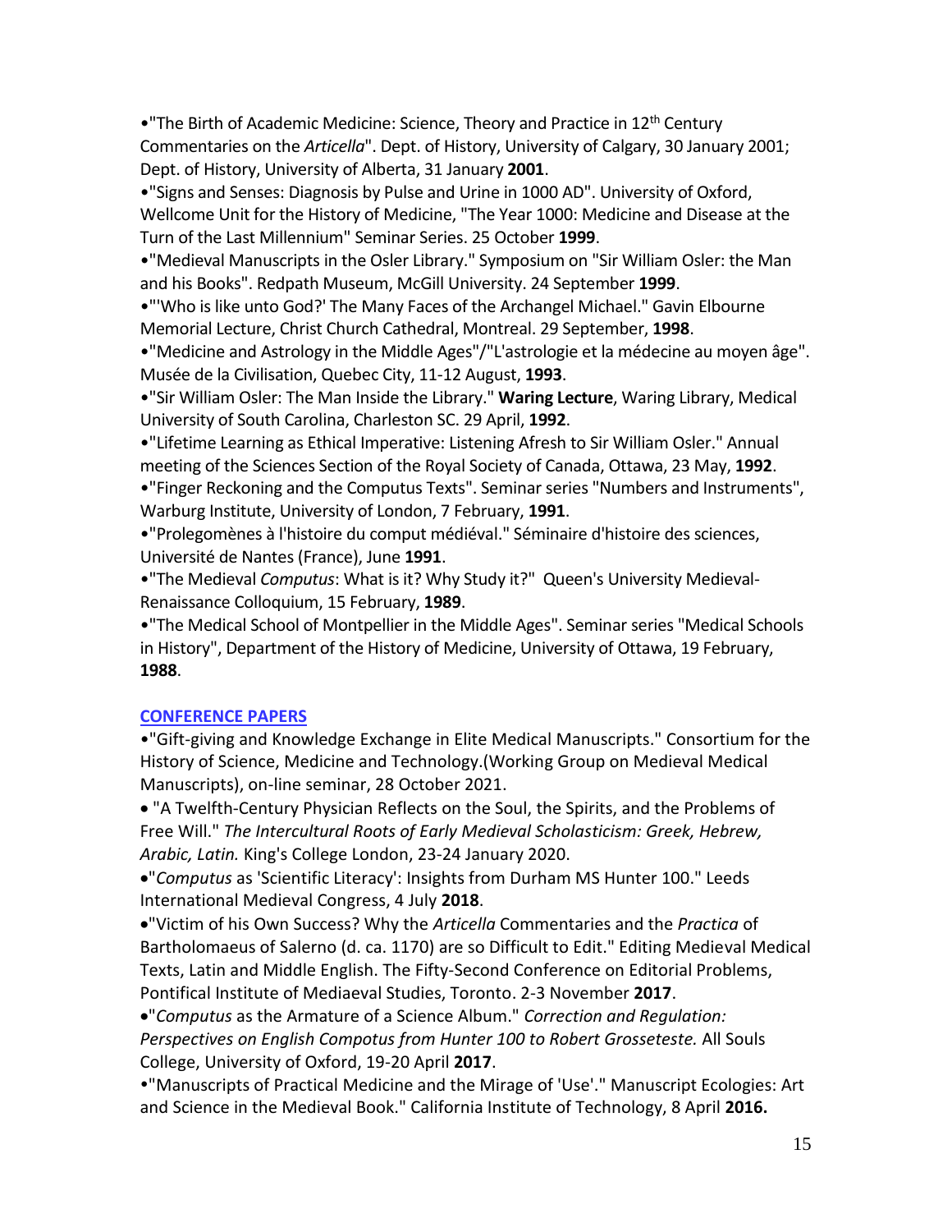•"The Birth of Academic Medicine: Science, Theory and Practice in 12th Century Commentaries on the *Articella*". Dept. of History, University of Calgary, 30 January 2001; Dept. of History, University of Alberta, 31 January **2001**.

•"Signs and Senses: Diagnosis by Pulse and Urine in 1000 AD". University of Oxford, Wellcome Unit for the History of Medicine, "The Year 1000: Medicine and Disease at the Turn of the Last Millennium" Seminar Series. 25 October **1999**.

•"Medieval Manuscripts in the Osler Library." Symposium on "Sir William Osler: the Man and his Books". Redpath Museum, McGill University. 24 September **1999**.

•"'Who is like unto God?' The Many Faces of the Archangel Michael." Gavin Elbourne Memorial Lecture, Christ Church Cathedral, Montreal. 29 September, **1998**.

•"Medicine and Astrology in the Middle Ages"/"L'astrologie et la médecine au moyen âge". Musée de la Civilisation, Quebec City, 11-12 August, **1993**.

•"Sir William Osler: The Man Inside the Library." **Waring Lecture**, Waring Library, Medical University of South Carolina, Charleston SC. 29 April, **1992**.

•"Lifetime Learning as Ethical Imperative: Listening Afresh to Sir William Osler." Annual meeting of the Sciences Section of the Royal Society of Canada, Ottawa, 23 May, **1992**.

•"Finger Reckoning and the Computus Texts". Seminar series "Numbers and Instruments", Warburg Institute, University of London, 7 February, **1991**.

•"Prolegomènes à l'histoire du comput médiéval." Séminaire d'histoire des sciences, Université de Nantes (France), June **1991**.

•"The Medieval *Computus*: What is it? Why Study it?" Queen's University Medieval-Renaissance Colloquium, 15 February, **1989**.

•"The Medical School of Montpellier in the Middle Ages". Seminar series "Medical Schools in History", Department of the History of Medicine, University of Ottawa, 19 February, **1988**.

## CONFERENCE PAPERS

•"Gift-giving and Knowledge Exchange in Elite Medical Manuscripts." Consortium for the History of Science, Medicine and Technology.(Working Group on Medieval Medical Manuscripts), on-line seminar, 28 October 2021.

• "A Twelfth-Century Physician Reflects on the Soul, the Spirits, and the Problems of Free Will." *The Intercultural Roots of Early Medieval Scholasticism: Greek, Hebrew, Arabic, Latin.* King's College London, 23-24 January 2020.

•"*Computus* as 'Scientific Literacy': Insights from Durham MS Hunter 100." Leeds International Medieval Congress, 4 July **2018**.

•"Victim of his Own Success? Why the *Articella* Commentaries and the *Practica* of Bartholomaeus of Salerno (d. ca. 1170) are so Difficult to Edit." Editing Medieval Medical Texts, Latin and Middle English. The Fifty-Second Conference on Editorial Problems, Pontifical Institute of Mediaeval Studies, Toronto. 2-3 November **2017**.

•"*Computus* as the Armature of a Science Album." *Correction and Regulation: Perspectives on English Compotus from Hunter 100 to Robert Grosseteste.* All Souls College, University of Oxford, 19-20 April **2017**.

•"Manuscripts of Practical Medicine and the Mirage of 'Use'." Manuscript Ecologies: Art and Science in the Medieval Book." California Institute of Technology, 8 April **2016.**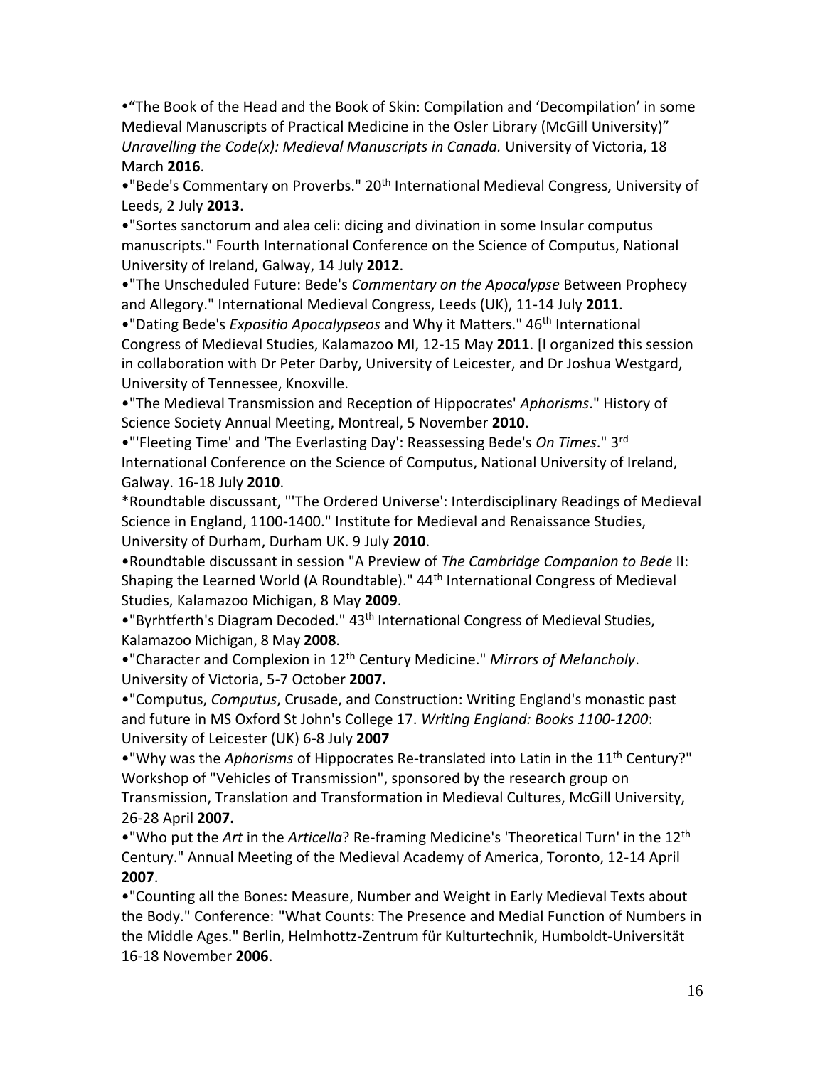•“The Book of the Head and the Book of Skin: Compilation and ‘Decompilation’ in some Medieval Manuscripts of Practical Medicine in the Osler Library (McGill University)” *Unravelling the Code(x): Medieval Manuscripts in Canada.* University of Victoria, 18 March **2016**.

•"Bede's Commentary on Proverbs." 20th International Medieval Congress, University of Leeds, 2 July **2013**.

•"Sortes sanctorum and alea celi: dicing and divination in some Insular computus manuscripts." Fourth International Conference on the Science of Computus, National University of Ireland, Galway, 14 July **2012**.

•"The Unscheduled Future: Bede's *Commentary on the Apocalypse* Between Prophecy and Allegory." International Medieval Congress, Leeds (UK), 11-14 July **2011**.

•"Dating Bede's *Expositio Apocalypseos* and Why it Matters." 46th International Congress of Medieval Studies, Kalamazoo MI, 12-15 May **2011**. [I organized this session in collaboration with Dr Peter Darby, University of Leicester, and Dr Joshua Westgard, University of Tennessee, Knoxville.

•"The Medieval Transmission and Reception of Hippocrates' *Aphorisms*." History of Science Society Annual Meeting, Montreal, 5 November **2010**.

•"'Fleeting Time' and 'The Everlasting Day': Reassessing Bede's *On Times*." 3rd International Conference on the Science of Computus, National University of Ireland, Galway. 16-18 July **2010**.

*Roundtable discussant, "'The Ordered Universe': Interdisciplinary Readings of Medieval Science in England, 1100-1400." Institute for Medieval and Renaissance Studies, University of Durham, Durham UK. 9 July **2010**.

•Roundtable discussant in session "A Preview of *The Cambridge Companion to Bede* II: Shaping the Learned World (A Roundtable)." 44th International Congress of Medieval Studies, Kalamazoo Michigan, 8 May **2009**.

•"Byrhtferth's Diagram Decoded." 43th International Congress of Medieval Studies, Kalamazoo Michigan, 8 May **2008**.

•"Character and Complexion in 12th Century Medicine." *Mirrors of Melancholy*. University of Victoria, 5-7 October **2007.**

•"Computus, *Computus*, Crusade, and Construction: Writing England's monastic past and future in MS Oxford St John's College 17. *Writing England: Books 1100-1200*: University of Leicester (UK) 6-8 July **2007**

•"Why was the *Aphorisms* of Hippocrates Re-translated into Latin in the 11th Century?" Workshop of "Vehicles of Transmission", sponsored by the research group on Transmission, Translation and Transformation in Medieval Cultures, McGill University, 26-28 April **2007.**

•"Who put the *Art* in the *Articella*? Re-framing Medicine's 'Theoretical Turn' in the 12th Century." Annual Meeting of the Medieval Academy of America, Toronto, 12-14 April **2007**.

•"Counting all the Bones: Measure, Number and Weight in Early Medieval Texts about the Body." Conference: **"**What Counts: The Presence and Medial Function of Numbers in the Middle Ages." Berlin, Helmhottz-Zentrum für Kulturtechnik, Humboldt-Universität 16-18 November **2006**.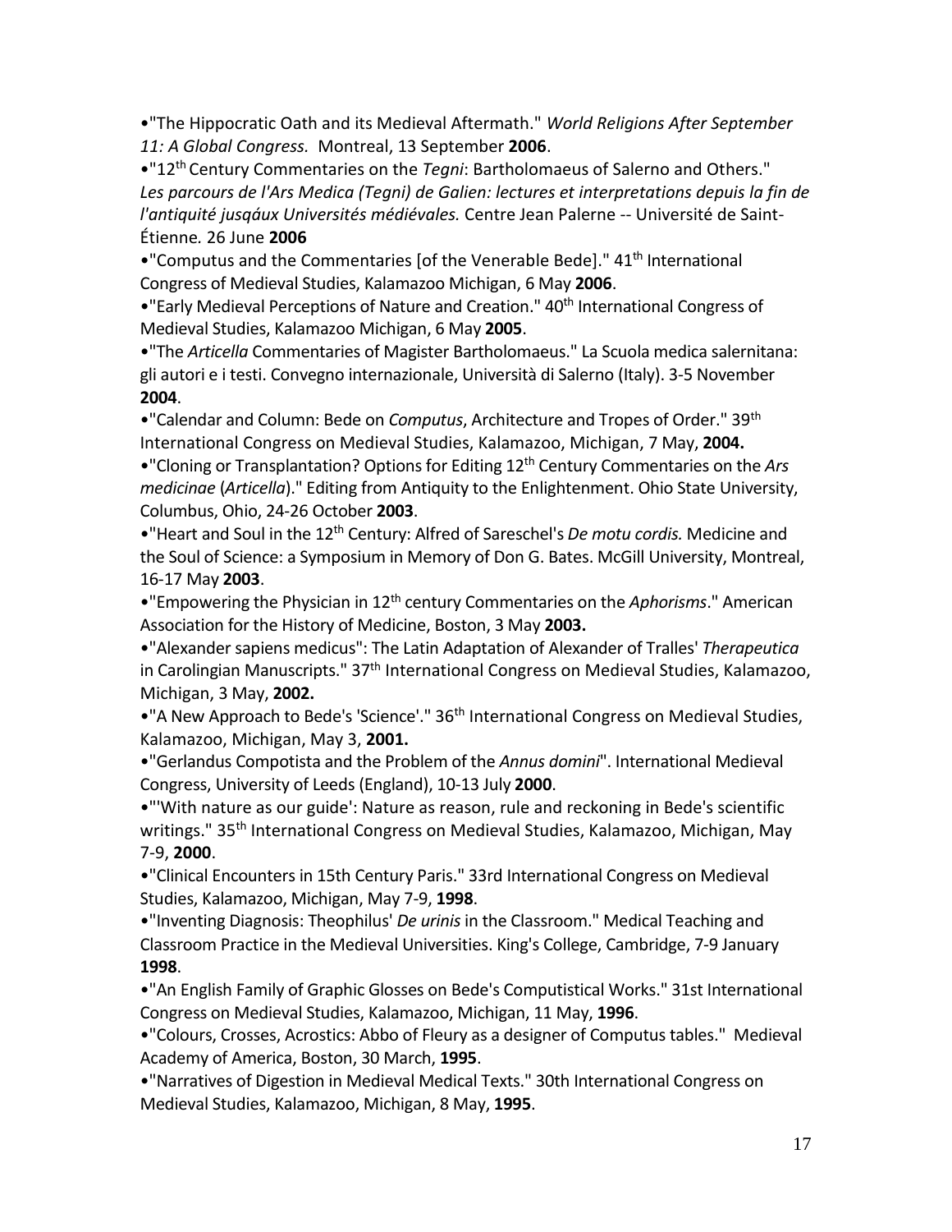•"The Hippocratic Oath and its Medieval Aftermath." *World Religions After September 11: A Global Congress.* Montreal, 13 September **2006**.

•"12th Century Commentaries on the *Tegni*: Bartholomaeus of Salerno and Others." *Les parcours de l'Ars Medica (Tegni) de Galien: lectures et interpretations depuis la fin de l'antiquité jusqáux Universités médiévales.* Centre Jean Palerne -- Université de Saint-Étienne. 26 June **2006**

•"Computus and the Commentaries [of the Venerable Bede]." 41th International Congress of Medieval Studies, Kalamazoo Michigan, 6 May **2006**.

•"Early Medieval Perceptions of Nature and Creation." 40th International Congress of Medieval Studies, Kalamazoo Michigan, 6 May **2005**.

•"The *Articella* Commentaries of Magister Bartholomaeus." La Scuola medica salernitana: gli autori e i testi. Convegno internazionale, Università di Salerno (Italy). 3-5 November **2004**.

•"Calendar and Column: Bede on *Computus*, Architecture and Tropes of Order." 39th International Congress on Medieval Studies, Kalamazoo, Michigan, 7 May, **2004.**

•"Cloning or Transplantation? Options for Editing 12th Century Commentaries on the *Ars medicinae* (*Articella*)." Editing from Antiquity to the Enlightenment. Ohio State University, Columbus, Ohio, 24-26 October **2003**.

•"Heart and Soul in the 12th Century: Alfred of Sareschel's *De motu cordis.* Medicine and the Soul of Science: a Symposium in Memory of Don G. Bates. McGill University, Montreal, 16-17 May **2003**.

•"Empowering the Physician in 12th century Commentaries on the *Aphorisms*." American Association for the History of Medicine, Boston, 3 May **2003.**

•"Alexander sapiens medicus": The Latin Adaptation of Alexander of Tralles' *Therapeutica* in Carolingian Manuscripts." 37th International Congress on Medieval Studies, Kalamazoo, Michigan, 3 May, **2002.**

•"A New Approach to Bede's 'Science'." 36th International Congress on Medieval Studies, Kalamazoo, Michigan, May 3, **2001.**

•"Gerlandus Compotista and the Problem of the *Annus domini*". International Medieval Congress, University of Leeds (England), 10-13 July **2000**.

•"'With nature as our guide': Nature as reason, rule and reckoning in Bede's scientific writings." 35th International Congress on Medieval Studies, Kalamazoo, Michigan, May 7-9, **2000**.

•"Clinical Encounters in 15th Century Paris." 33rd International Congress on Medieval Studies, Kalamazoo, Michigan, May 7-9, **1998**.

•"Inventing Diagnosis: Theophilus' *De urinis* in the Classroom." Medical Teaching and Classroom Practice in the Medieval Universities. King's College, Cambridge, 7-9 January **1998**.

•"An English Family of Graphic Glosses on Bede's Computistical Works." 31st International Congress on Medieval Studies, Kalamazoo, Michigan, 11 May, **1996**.

•"Colours, Crosses, Acrostics: Abbo of Fleury as a designer of Computus tables." Medieval Academy of America, Boston, 30 March, **1995**.

•"Narratives of Digestion in Medieval Medical Texts." 30th International Congress on Medieval Studies, Kalamazoo, Michigan, 8 May, **1995**.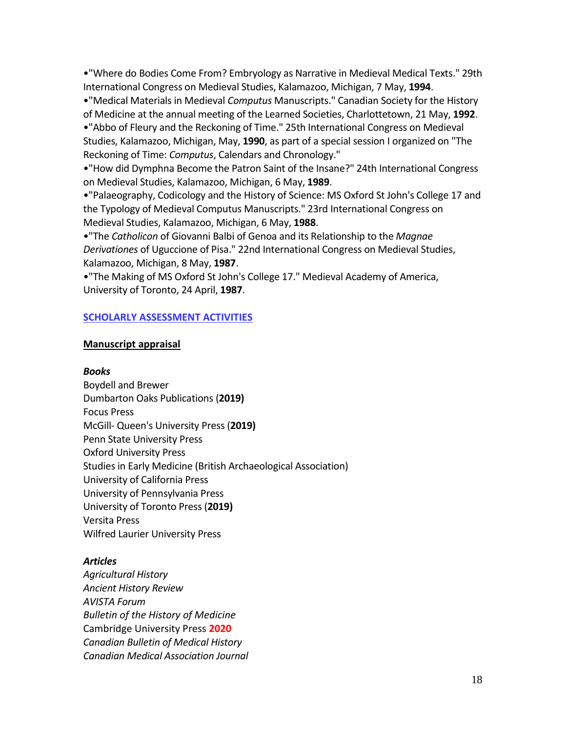•"Where do Bodies Come From? Embryology as Narrative in Medieval Medical Texts." 29th International Congress on Medieval Studies, Kalamazoo, Michigan, 7 May, **1994**.
•"Medical Materials in Medieval *Computus* Manuscripts." Canadian Society for the History of Medicine at the annual meeting of the Learned Societies, Charlottetown, 21 May, **1992**.
•"Abbo of Fleury and the Reckoning of Time." 25th International Congress on Medieval Studies, Kalamazoo, Michigan, May, **1990**, as part of a special session I organized on "The Reckoning of Time: *Computus*, Calendars and Chronology."
•"How did Dymphna Become the Patron Saint of the Insane?" 24th International Congress on Medieval Studies, Kalamazoo, Michigan, 6 May, **1989**.
•"Palaeography, Codicology and the History of Science: MS Oxford St John's College 17 and the Typology of Medieval Computus Manuscripts." 23rd International Congress on Medieval Studies, Kalamazoo, Michigan, 6 May, **1988**.
•"The *Catholicon* of Giovanni Balbi of Genoa and its Relationship to the *Magnae Derivationes* of Uguccione of Pisa." 22nd International Congress on Medieval Studies, Kalamazoo, Michigan, 8 May, **1987**.
•"The Making of MS Oxford St John's College 17." Medieval Academy of America, University of Toronto, 24 April, **1987**.

## SCHOLARLY ASSESSMENT ACTIVITIES

### Manuscript appraisal

***Books***

Boydell and Brewer
Dumbarton Oaks Publications (**2019)**
Focus Press
McGill- Queen's University Press (**2019)**
Penn State University Press
Oxford University Press
Studies in Early Medicine (British Archaeological Association)
University of California Press
University of Pennsylvania Press
University of Toronto Press (**2019)**
Versita Press
Wilfred Laurier University Press

***Articles***

*Agricultural History*
*Ancient History Review*
*AVISTA Forum*
*Bulletin of the History of Medicine*
Cambridge University Press **2020**
*Canadian Bulletin of Medical History*
*Canadian Medical Association Journal*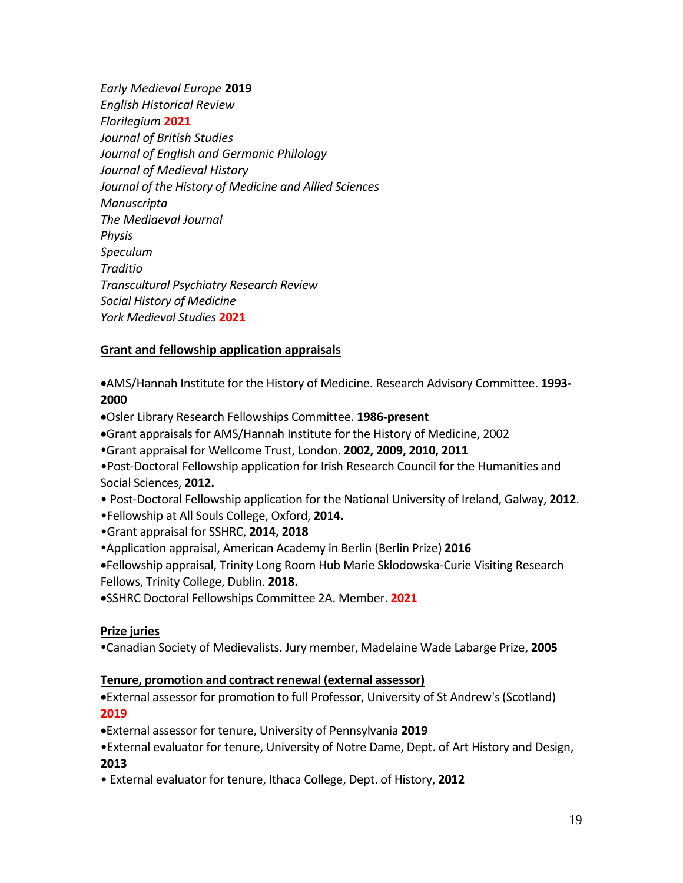*Early Medieval Europe* **2019**
*English Historical Review*
*Florilegium* **2021**
*Journal of British Studies*
*Journal of English and Germanic Philology*
*Journal of Medieval History*
*Journal of the History of Medicine and Allied Sciences*
*Manuscripta*
*The Mediaeval Journal*
*Physis*
*Speculum*
*Traditio*
*Transcultural Psychiatry Research Review*
*Social History of Medicine*
*York Medieval Studies* **2021**

**Grant and fellowship application appraisals**

- AMS/Hannah Institute for the History of Medicine. Research Advisory Committee. **1993-2000**
- Osler Library Research Fellowships Committee. **1986-present**
- Grant appraisals for AMS/Hannah Institute for the History of Medicine, 2002
- Grant appraisal for Wellcome Trust, London. **2002, 2009, 2010, 2011**
- Post-Doctoral Fellowship application for Irish Research Council for the Humanities and Social Sciences, **2012.**
- Post-Doctoral Fellowship application for the National University of Ireland, Galway, **2012**.
- Fellowship at All Souls College, Oxford, **2014.**
- Grant appraisal for SSHRC, **2014, 2018**
- Application appraisal, American Academy in Berlin (Berlin Prize) **2016**
- Fellowship appraisal, Trinity Long Room Hub Marie Sklodowska-Curie Visiting Research Fellows, Trinity College, Dublin. **2018.**
- SSHRC Doctoral Fellowships Committee 2A. Member. **2021**

**Prize juries**

- Canadian Society of Medievalists. Jury member, Madelaine Wade Labarge Prize, **2005**

**Tenure, promotion and contract renewal (external assessor)**

- External assessor for promotion to full Professor, University of St Andrew's (Scotland) **2019**
- External assessor for tenure, University of Pennsylvania **2019**
- External evaluator for tenure, University of Notre Dame, Dept. of Art History and Design, **2013**
- External evaluator for tenure, Ithaca College, Dept. of History, **2012**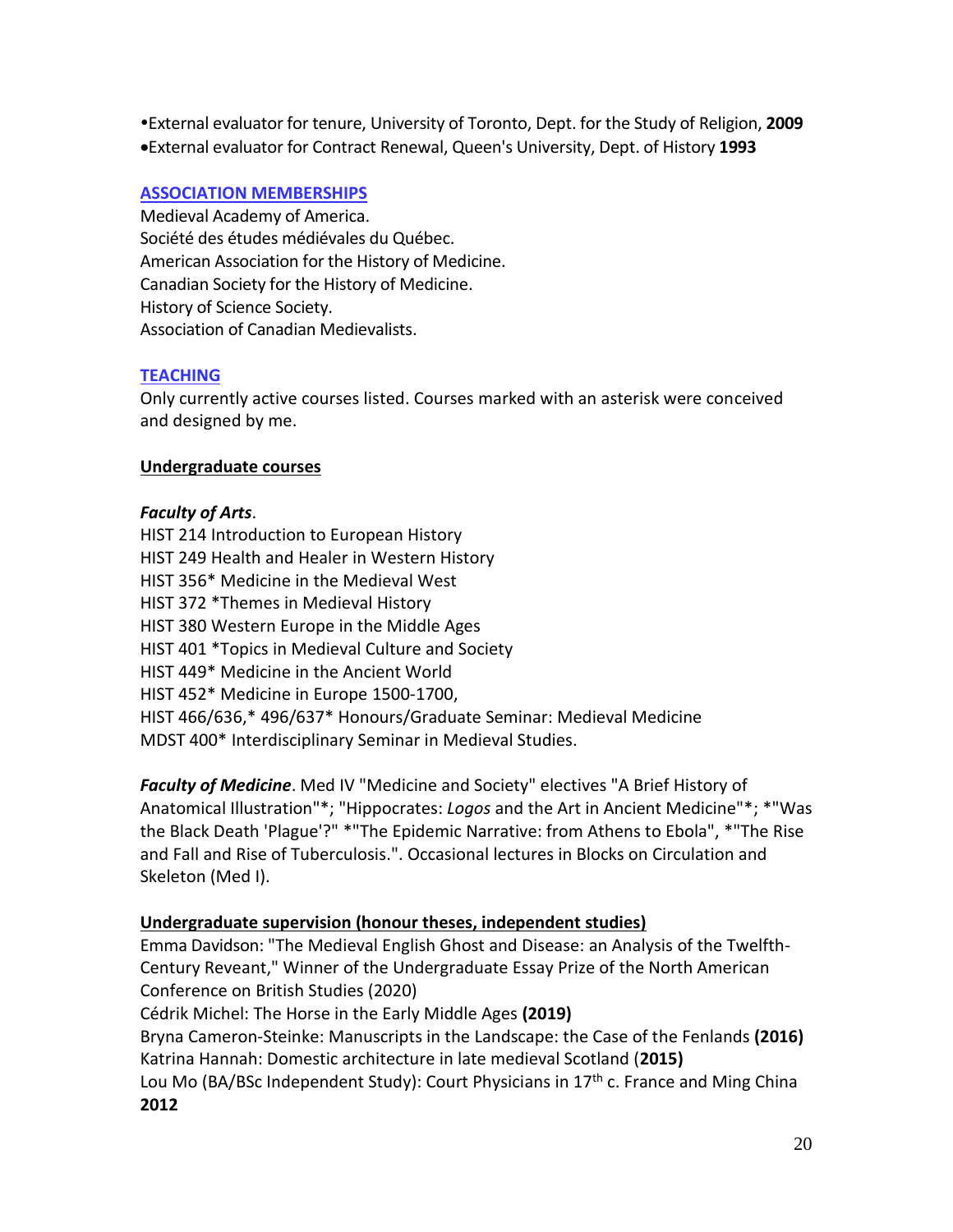- External evaluator for tenure, University of Toronto, Dept. for the Study of Religion, **2009**
- External evaluator for Contract Renewal, Queen's University, Dept. of History **1993**

## ASSOCIATION MEMBERSHIPS

Medieval Academy of America.
Société des études médiévales du Québec.
American Association for the History of Medicine.
Canadian Society for the History of Medicine.
History of Science Society.
Association of Canadian Medievalists.

## TEACHING

Only currently active courses listed. Courses marked with an asterisk were conceived and designed by me.

### Undergraduate courses

***Faculty of Arts***.
HIST 214 Introduction to European History
HIST 249 Health and Healer in Western History
HIST 356* Medicine in the Medieval West
HIST 372 *Themes in Medieval History
HIST 380 Western Europe in the Middle Ages
HIST 401 *Topics in Medieval Culture and Society
HIST 449* Medicine in the Ancient World
HIST 452* Medicine in Europe 1500-1700,
HIST 466/636,* 496/637* Honours/Graduate Seminar: Medieval Medicine
MDST 400* Interdisciplinary Seminar in Medieval Studies.

***Faculty of Medicine***. Med IV "Medicine and Society" electives "A Brief History of Anatomical Illustration"*; "Hippocrates: *Logos* and the Art in Ancient Medicine"*; *"Was the Black Death 'Plague'?" *"The Epidemic Narrative: from Athens to Ebola", *"The Rise and Fall and Rise of Tuberculosis.". Occasional lectures in Blocks on Circulation and Skeleton (Med I).

### Undergraduate supervision (honour theses, independent studies)

Emma Davidson: "The Medieval English Ghost and Disease: an Analysis of the Twelfth-Century Reveant," Winner of the Undergraduate Essay Prize of the North American Conference on British Studies (2020)
Cédrik Michel: The Horse in the Early Middle Ages **(2019)**
Bryna Cameron-Steinke: Manuscripts in the Landscape: the Case of the Fenlands **(2016)**
Katrina Hannah: Domestic architecture in late medieval Scotland (**2015)**
Lou Mo (BA/BSc Independent Study): Court Physicians in 17th c. France and Ming China **2012**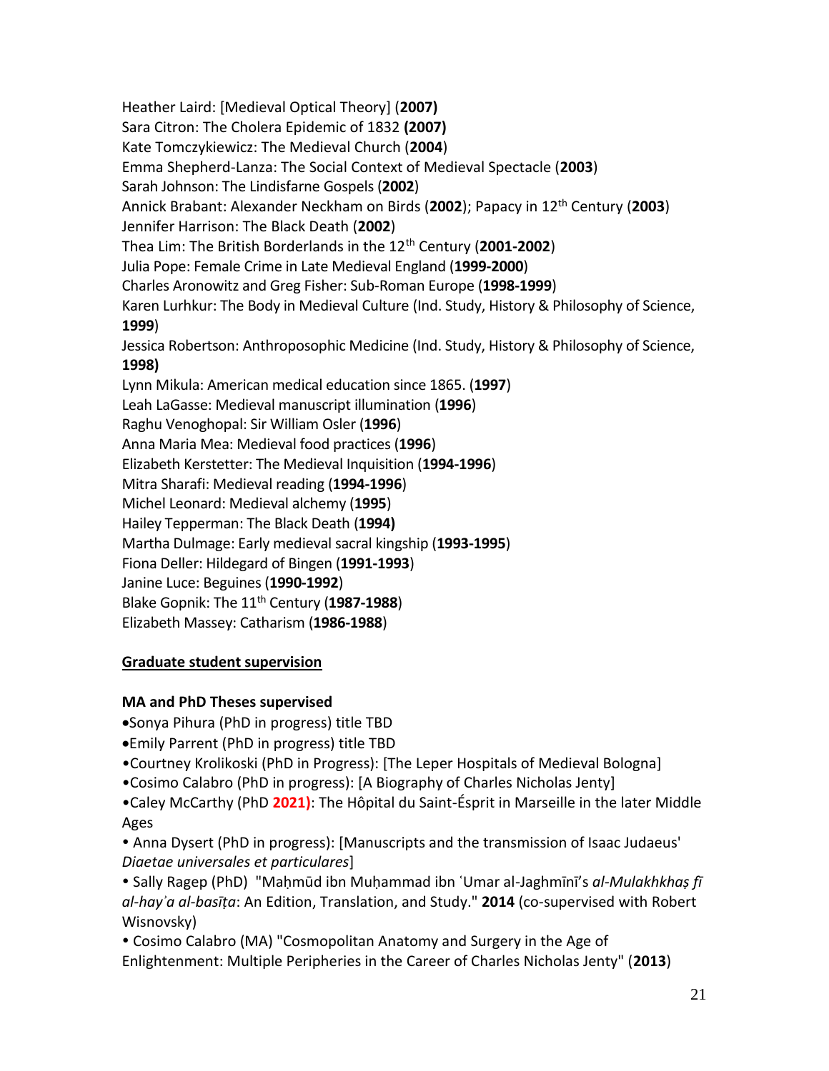Heather Laird: [Medieval Optical Theory] (**2007)**
Sara Citron: The Cholera Epidemic of 1832 **(2007)**
Kate Tomczykiewicz: The Medieval Church (**2004**)
Emma Shepherd-Lanza: The Social Context of Medieval Spectacle (**2003**)
Sarah Johnson: The Lindisfarne Gospels (**2002**)
Annick Brabant: Alexander Neckham on Birds (**2002**); Papacy in 12th Century (**2003**)
Jennifer Harrison: The Black Death (**2002**)
Thea Lim: The British Borderlands in the 12th Century (**2001-2002**)
Julia Pope: Female Crime in Late Medieval England (**1999-2000**)
Charles Aronowitz and Greg Fisher: Sub-Roman Europe (**1998-1999**)
Karen Lurhkur: The Body in Medieval Culture (Ind. Study, History & Philosophy of Science, **1999**)
Jessica Robertson: Anthroposophic Medicine (Ind. Study, History & Philosophy of Science, **1998)**
Lynn Mikula: American medical education since 1865. (**1997**)
Leah LaGasse: Medieval manuscript illumination (**1996**)
Raghu Venoghopal: Sir William Osler (**1996**)
Anna Maria Mea: Medieval food practices (**1996**)
Elizabeth Kerstetter: The Medieval Inquisition (**1994-1996**)
Mitra Sharafi: Medieval reading (**1994-1996**)
Michel Leonard: Medieval alchemy (**1995**)
Hailey Tepperman: The Black Death (**1994)**
Martha Dulmage: Early medieval sacral kingship (**1993-1995**)
Fiona Deller: Hildegard of Bingen (**1991-1993**)
Janine Luce: Beguines (**1990-1992**)
Blake Gopnik: The 11th Century (**1987-1988**)
Elizabeth Massey: Catharism (**1986-1988**)

## Graduate student supervision

### MA and PhD Theses supervised

- Sonya Pihura (PhD in progress) title TBD
- Emily Parrent (PhD in progress) title TBD
- Courtney Krolikoski (PhD in Progress): [The Leper Hospitals of Medieval Bologna]
- Cosimo Calabro (PhD in progress): [A Biography of Charles Nicholas Jenty]
- Caley McCarthy (PhD **2021)**: The Hôpital du Saint-Ésprit in Marseille in the later Middle Ages
- Anna Dysert (PhD in progress): [Manuscripts and the transmission of Isaac Judaeus' *Diaetae universales et particulares*]
- Sally Ragep (PhD) "Maḥmūd ibn Muḥammad ibn ʿUmar al-Jaghmīnī's *al-Mulakhkhaṣ fī al-hayʾa al-basīṭa*: An Edition, Translation, and Study." **2014** (co-supervised with Robert Wisnovsky)
- Cosimo Calabro (MA) "Cosmopolitan Anatomy and Surgery in the Age of Enlightenment: Multiple Peripheries in the Career of Charles Nicholas Jenty" (**2013**)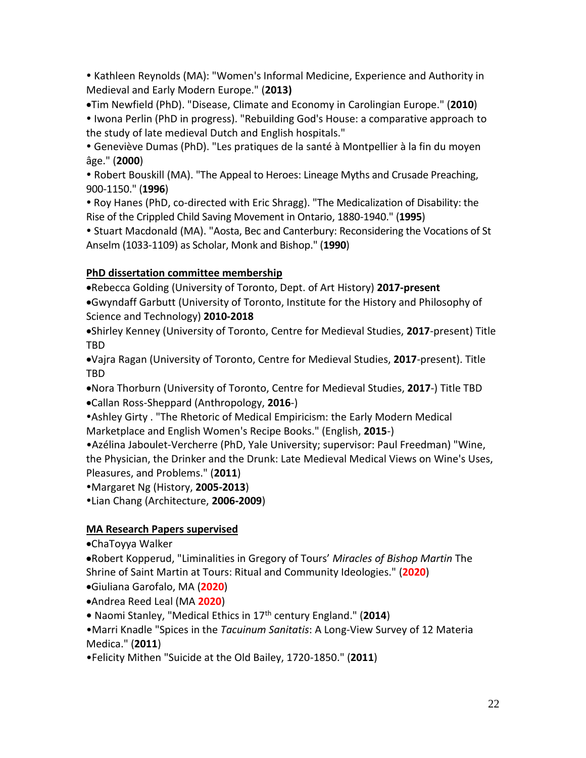- Kathleen Reynolds (MA): "Women's Informal Medicine, Experience and Authority in Medieval and Early Modern Europe." (**2013)**
- Tim Newfield (PhD). "Disease, Climate and Economy in Carolingian Europe." (**2010**)
- Iwona Perlin (PhD in progress). "Rebuilding God's House: a comparative approach to the study of late medieval Dutch and English hospitals."
- Geneviève Dumas (PhD). "Les pratiques de la santé à Montpellier à la fin du moyen âge." (**2000**)
- Robert Bouskill (MA). "The Appeal to Heroes: Lineage Myths and Crusade Preaching, 900-1150." (**1996**)
- Roy Hanes (PhD, co-directed with Eric Shragg). "The Medicalization of Disability: the Rise of the Crippled Child Saving Movement in Ontario, 1880-1940." (**1995**)
- Stuart Macdonald (MA). "Aosta, Bec and Canterbury: Reconsidering the Vocations of St Anselm (1033-1109) as Scholar, Monk and Bishop." (**1990**)

**PhD dissertation committee membership**

- Rebecca Golding (University of Toronto, Dept. of Art History) **2017-present**
- Gwyndaff Garbutt (University of Toronto, Institute for the History and Philosophy of Science and Technology) **2010-2018**
- Shirley Kenney (University of Toronto, Centre for Medieval Studies, **2017**-present) Title TBD
- Vajra Ragan (University of Toronto, Centre for Medieval Studies, **2017**-present). Title TBD
- Nora Thorburn (University of Toronto, Centre for Medieval Studies, **2017**-) Title TBD
- Callan Ross-Sheppard (Anthropology, **2016**-)
- Ashley Girty . "The Rhetoric of Medical Empiricism: the Early Modern Medical Marketplace and English Women's Recipe Books." (English, **2015**-)
- Azélina Jaboulet-Vercherre (PhD, Yale University; supervisor: Paul Freedman) "Wine, the Physician, the Drinker and the Drunk: Late Medieval Medical Views on Wine's Uses, Pleasures, and Problems." (**2011**)
- Margaret Ng (History, **2005-2013**)
- Lian Chang (Architecture, **2006-2009**)

**MA Research Papers supervised**

- ChaToyya Walker
- Robert Kopperud, "Liminalities in Gregory of Tours' *Miracles of Bishop Martin* The Shrine of Saint Martin at Tours: Ritual and Community Ideologies." (**2020**)
- Giuliana Garofalo, MA (**2020**)
- Andrea Reed Leal (MA **2020**)
- Naomi Stanley, "Medical Ethics in 17th century England." (**2014**)
- Marri Knadle "Spices in the *Tacuinum Sanitatis*: A Long-View Survey of 12 Materia Medica." (**2011**)
- Felicity Mithen "Suicide at the Old Bailey, 1720-1850." (**2011**)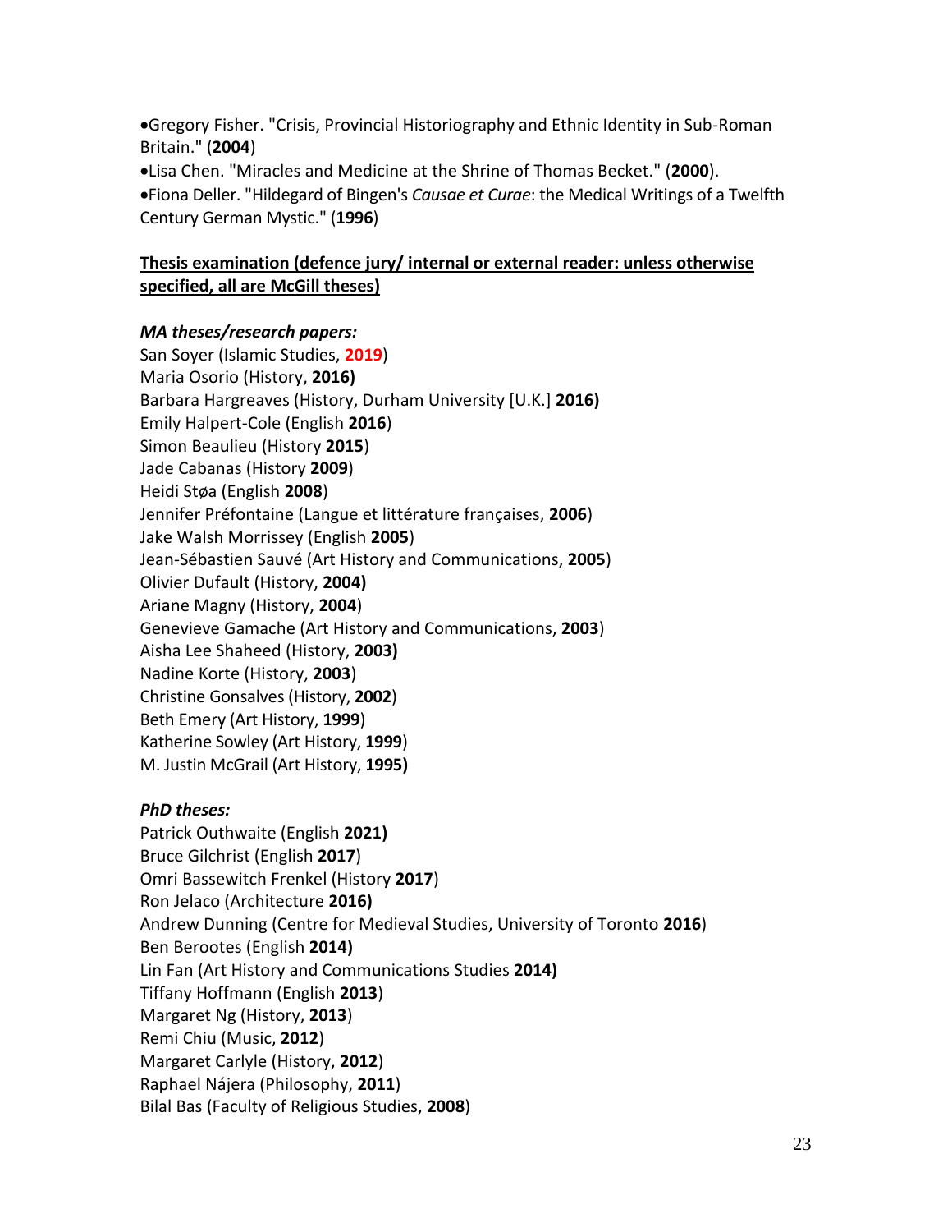- Gregory Fisher. "Crisis, Provincial Historiography and Ethnic Identity in Sub-Roman Britain." (**2004**)
- Lisa Chen. "Miracles and Medicine at the Shrine of Thomas Becket." (**2000**).
- Fiona Deller. "Hildegard of Bingen's *Causae et Curae*: the Medical Writings of a Twelfth Century German Mystic." (**1996**)

**Thesis examination (defence jury/ internal or external reader: unless otherwise specified, all are McGill theses)**

***MA theses/research papers:***

San Soyer (Islamic Studies, **2019**)
Maria Osorio (History, **2016)**
Barbara Hargreaves (History, Durham University [U.K.] **2016)**
Emily Halpert-Cole (English **2016**)
Simon Beaulieu (History **2015**)
Jade Cabanas (History **2009**)
Heidi Støa (English **2008**)
Jennifer Préfontaine (Langue et littérature françaises, **2006**)
Jake Walsh Morrissey (English **2005**)
Jean-Sébastien Sauvé (Art History and Communications, **2005**)
Olivier Dufault (History, **2004)**
Ariane Magny (History, **2004**)
Genevieve Gamache (Art History and Communications, **2003**)
Aisha Lee Shaheed (History, **2003)**
Nadine Korte (History, **2003**)
Christine Gonsalves (History, **2002**)
Beth Emery (Art History, **1999**)
Katherine Sowley (Art History, **1999**)
M. Justin McGrail (Art History, **1995)**

***PhD theses:***

Patrick Outhwaite (English **2021)**
Bruce Gilchrist (English **2017**)
Omri Bassewitch Frenkel (History **2017**)
Ron Jelaco (Architecture **2016)**
Andrew Dunning (Centre for Medieval Studies, University of Toronto **2016**)
Ben Berootes (English **2014)**
Lin Fan (Art History and Communications Studies **2014)**
Tiffany Hoffmann (English **2013**)
Margaret Ng (History, **2013**)
Remi Chiu (Music, **2012**)
Margaret Carlyle (History, **2012**)
Raphael Nájera (Philosophy, **2011**)
Bilal Bas (Faculty of Religious Studies, **2008**)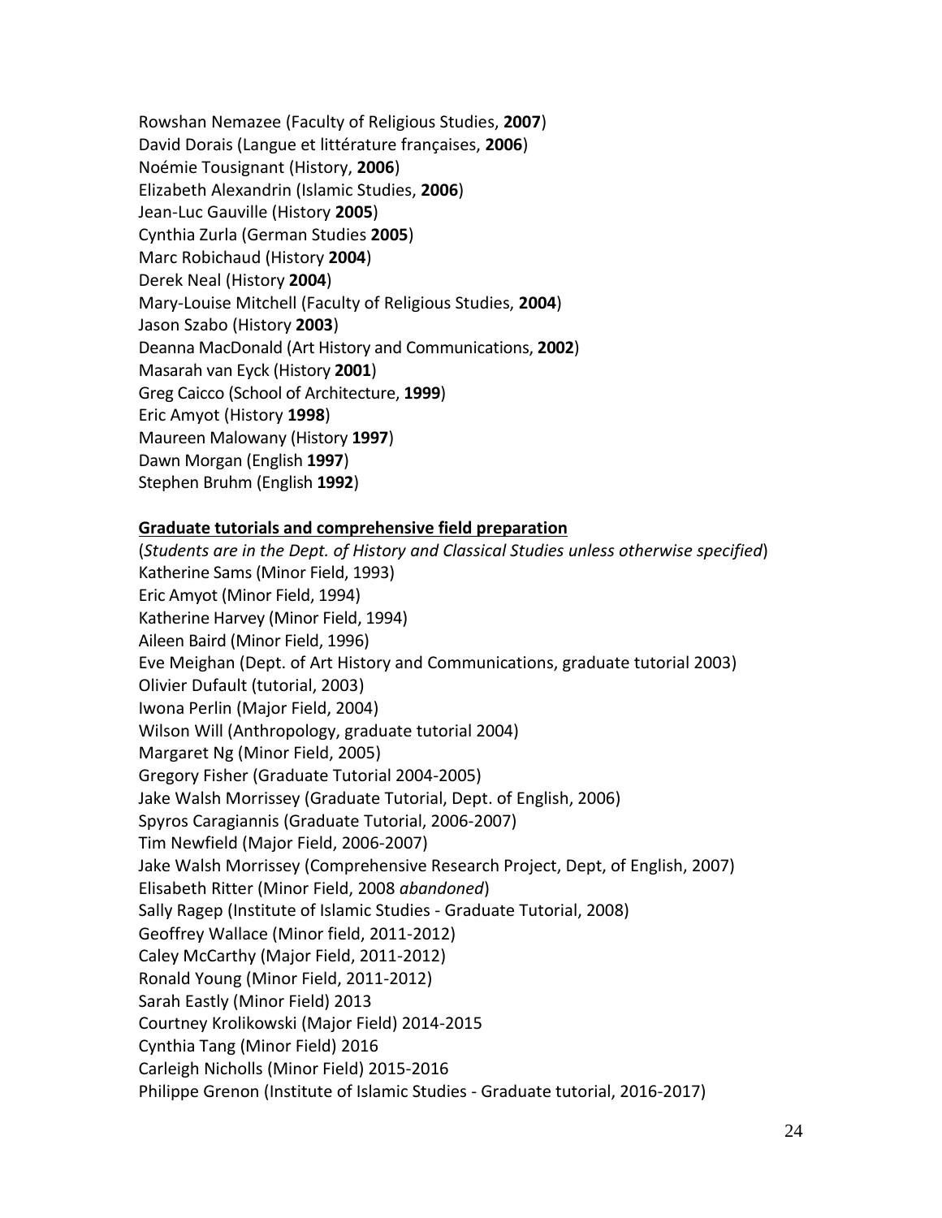Rowshan Nemazee (Faculty of Religious Studies, **2007**)
David Dorais (Langue et littérature françaises, **2006**)
Noémie Tousignant (History, **2006**)
Elizabeth Alexandrin (Islamic Studies, **2006**)
Jean-Luc Gauville (History **2005**)
Cynthia Zurla (German Studies **2005**)
Marc Robichaud (History **2004**)
Derek Neal (History **2004**)
Mary-Louise Mitchell (Faculty of Religious Studies, **2004**)
Jason Szabo (History **2003**)
Deanna MacDonald (Art History and Communications, **2002**)
Masarah van Eyck (History **2001**)
Greg Caicco (School of Architecture, **1999**)
Eric Amyot (History **1998**)
Maureen Malowany (History **1997**)
Dawn Morgan (English **1997**)
Stephen Bruhm (English **1992**)

**Graduate tutorials and comprehensive field preparation**

(*Students are in the Dept. of History and Classical Studies unless otherwise specified*)
Katherine Sams (Minor Field, 1993)
Eric Amyot (Minor Field, 1994)
Katherine Harvey (Minor Field, 1994)
Aileen Baird (Minor Field, 1996)
Eve Meighan (Dept. of Art History and Communications, graduate tutorial 2003)
Olivier Dufault (tutorial, 2003)
Iwona Perlin (Major Field, 2004)
Wilson Will (Anthropology, graduate tutorial 2004)
Margaret Ng (Minor Field, 2005)
Gregory Fisher (Graduate Tutorial 2004-2005)
Jake Walsh Morrissey (Graduate Tutorial, Dept. of English, 2006)
Spyros Caragiannis (Graduate Tutorial, 2006-2007)
Tim Newfield (Major Field, 2006-2007)
Jake Walsh Morrissey (Comprehensive Research Project, Dept, of English, 2007)
Elisabeth Ritter (Minor Field, 2008 *abandoned*)
Sally Ragep (Institute of Islamic Studies - Graduate Tutorial, 2008)
Geoffrey Wallace (Minor field, 2011-2012)
Caley McCarthy (Major Field, 2011-2012)
Ronald Young (Minor Field, 2011-2012)
Sarah Eastly (Minor Field) 2013
Courtney Krolikowski (Major Field) 2014-2015
Cynthia Tang (Minor Field) 2016
Carleigh Nicholls (Minor Field) 2015-2016
Philippe Grenon (Institute of Islamic Studies - Graduate tutorial, 2016-2017)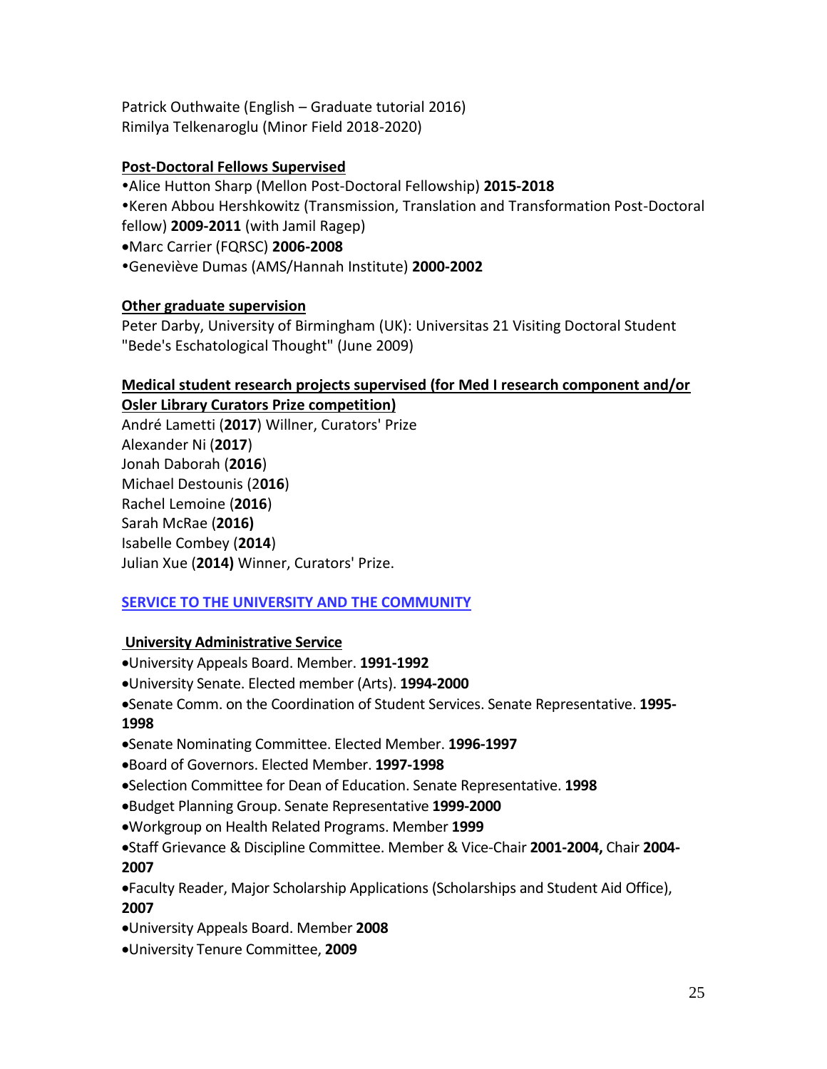Patrick Outhwaite (English – Graduate tutorial 2016)
Rimilya Telkenaroglu (Minor Field 2018-2020)

**Post-Doctoral Fellows Supervised**

- Alice Hutton Sharp (Mellon Post-Doctoral Fellowship) **2015-2018**
- Keren Abbou Hershkowitz (Transmission, Translation and Transformation Post-Doctoral fellow) **2009-2011** (with Jamil Ragep)
- Marc Carrier (FQRSC) **2006-2008**
- Geneviève Dumas (AMS/Hannah Institute) **2000-2002**

**Other graduate supervision**

Peter Darby, University of Birmingham (UK): Universitas 21 Visiting Doctoral Student "Bede's Eschatological Thought" (June 2009)

**Medical student research projects supervised (for Med I research component and/or Osler Library Curators Prize competition)**

André Lametti (**2017**) Willner, Curators' Prize
Alexander Ni (**2017**)
Jonah Daborah (**2016**)
Michael Destounis (2**016**)
Rachel Lemoine (**2016**)
Sarah McRae (**2016)**
Isabelle Combey (**2014**)
Julian Xue (**2014)** Winner, Curators' Prize.

## SERVICE TO THE UNIVERSITY AND THE COMMUNITY

**University Administrative Service**

- University Appeals Board. Member. **1991-1992**
- University Senate. Elected member (Arts). **1994-2000**
- Senate Comm. on the Coordination of Student Services. Senate Representative. **1995-1998**
- Senate Nominating Committee. Elected Member. **1996-1997**
- Board of Governors. Elected Member. **1997-1998**
- Selection Committee for Dean of Education. Senate Representative. **1998**
- Budget Planning Group. Senate Representative **1999-2000**
- Workgroup on Health Related Programs. Member **1999**
- Staff Grievance & Discipline Committee. Member & Vice-Chair **2001-2004,** Chair **2004-2007**
- Faculty Reader, Major Scholarship Applications (Scholarships and Student Aid Office), **2007**
- University Appeals Board. Member **2008**
- University Tenure Committee, **2009**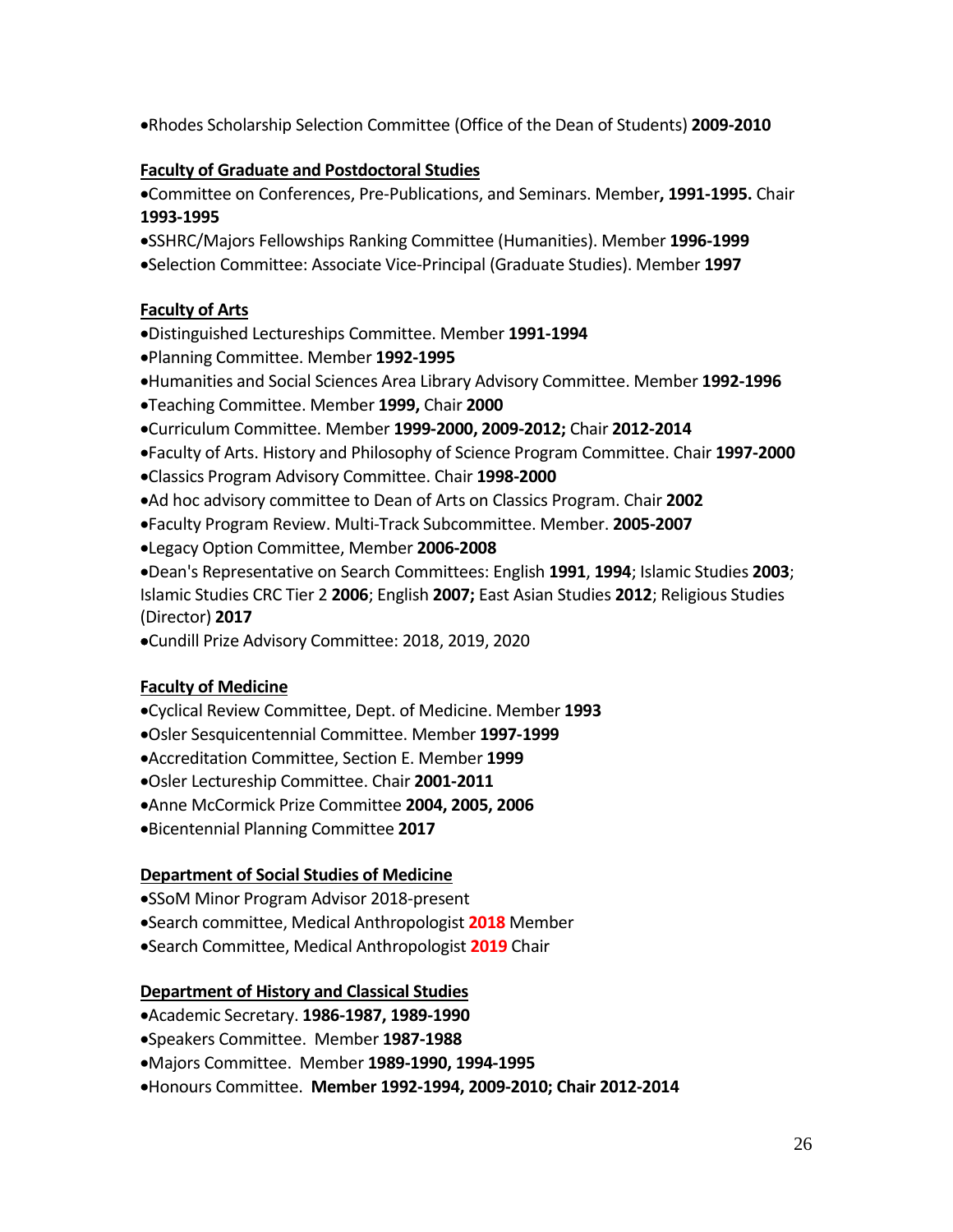- Rhodes Scholarship Selection Committee (Office of the Dean of Students) **2009-2010**

**Faculty of Graduate and Postdoctoral Studies**

- Committee on Conferences, Pre-Publications, and Seminars. Member**, 1991-1995.** Chair **1993-1995**
- SSHRC/Majors Fellowships Ranking Committee (Humanities). Member **1996-1999**
- Selection Committee: Associate Vice-Principal (Graduate Studies). Member **1997**

**Faculty of Arts**

- Distinguished Lectureships Committee. Member **1991-1994**
- Planning Committee. Member **1992-1995**
- Humanities and Social Sciences Area Library Advisory Committee. Member **1992-1996**
- Teaching Committee. Member **1999,** Chair **2000**
- Curriculum Committee. Member **1999-2000, 2009-2012;** Chair **2012-2014**
- Faculty of Arts. History and Philosophy of Science Program Committee. Chair **1997-2000**
- Classics Program Advisory Committee. Chair **1998-2000**
- Ad hoc advisory committee to Dean of Arts on Classics Program. Chair **2002**
- Faculty Program Review. Multi-Track Subcommittee. Member. **2005-2007**
- Legacy Option Committee, Member **2006-2008**
- Dean's Representative on Search Committees: English **1991**, **1994**; Islamic Studies **2003**; Islamic Studies CRC Tier 2 **2006**; English **2007;** East Asian Studies **2012**; Religious Studies (Director) **2017**
- Cundill Prize Advisory Committee: 2018, 2019, 2020

**Faculty of Medicine**

- Cyclical Review Committee, Dept. of Medicine. Member **1993**
- Osler Sesquicentennial Committee. Member **1997-1999**
- Accreditation Committee, Section E. Member **1999**
- Osler Lectureship Committee. Chair **2001-2011**
- Anne McCormick Prize Committee **2004, 2005, 2006**
- Bicentennial Planning Committee **2017**

**Department of Social Studies of Medicine**

- SSoM Minor Program Advisor 2018-present
- Search committee, Medical Anthropologist **2018** Member
- Search Committee, Medical Anthropologist **2019** Chair

**Department of History and Classical Studies**

- Academic Secretary. **1986-1987, 1989-1990**
- Speakers Committee. Member **1987-1988**
- Majors Committee. Member **1989-1990, 1994-1995**
- Honours Committee. **Member 1992-1994, 2009-2010; Chair 2012-2014**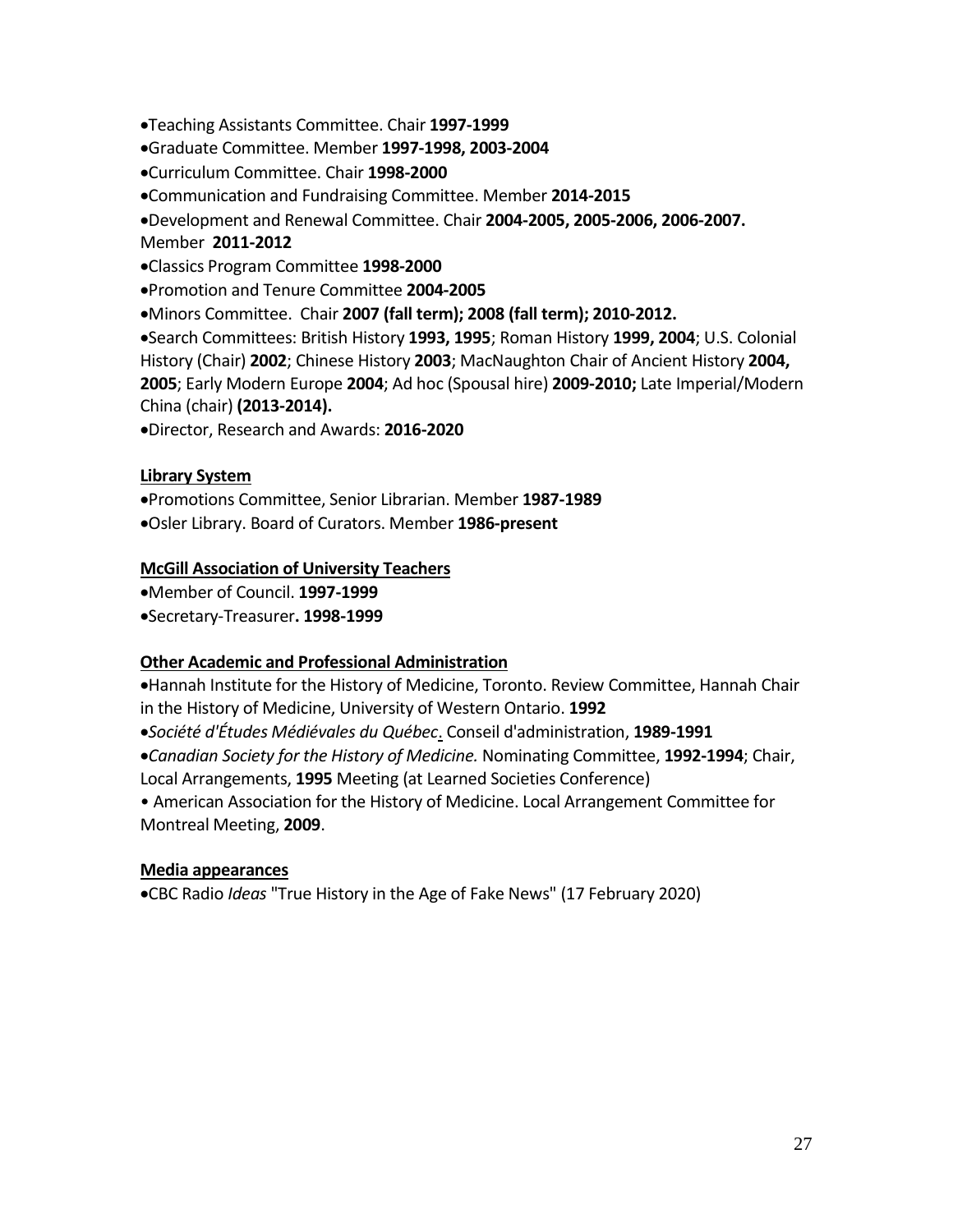- Teaching Assistants Committee. Chair **1997-1999**
- Graduate Committee. Member **1997-1998, 2003-2004**
- Curriculum Committee. Chair **1998-2000**
- Communication and Fundraising Committee. Member **2014-2015**
- Development and Renewal Committee. Chair **2004-2005, 2005-2006, 2006-2007.** Member **2011-2012**
- Classics Program Committee **1998-2000**
- Promotion and Tenure Committee **2004-2005**
- Minors Committee. Chair **2007 (fall term); 2008 (fall term); 2010-2012.**
- Search Committees: British History **1993, 1995**; Roman History **1999, 2004**; U.S. Colonial History (Chair) **2002**; Chinese History **2003**; MacNaughton Chair of Ancient History **2004, 2005**; Early Modern Europe **2004**; Ad hoc (Spousal hire) **2009-2010;** Late Imperial/Modern China (chair) **(2013-2014).**
- Director, Research and Awards: **2016-2020**

**Library System**

- Promotions Committee, Senior Librarian. Member **1987-1989**
- Osler Library. Board of Curators. Member **1986-present**

**McGill Association of University Teachers**

- Member of Council. **1997-1999**
- Secretary-Treasurer**. 1998-1999**

**Other Academic and Professional Administration**

- Hannah Institute for the History of Medicine, Toronto. Review Committee, Hannah Chair in the History of Medicine, University of Western Ontario. **1992**
- *Société d'Études Médiévales du Québec*. Conseil d'administration, **1989-1991**
- *Canadian Society for the History of Medicine.* Nominating Committee, **1992-1994**; Chair, Local Arrangements, **1995** Meeting (at Learned Societies Conference)
- American Association for the History of Medicine. Local Arrangement Committee for Montreal Meeting, **2009**.

**Media appearances**

- CBC Radio *Ideas* "True History in the Age of Fake News" (17 February 2020)